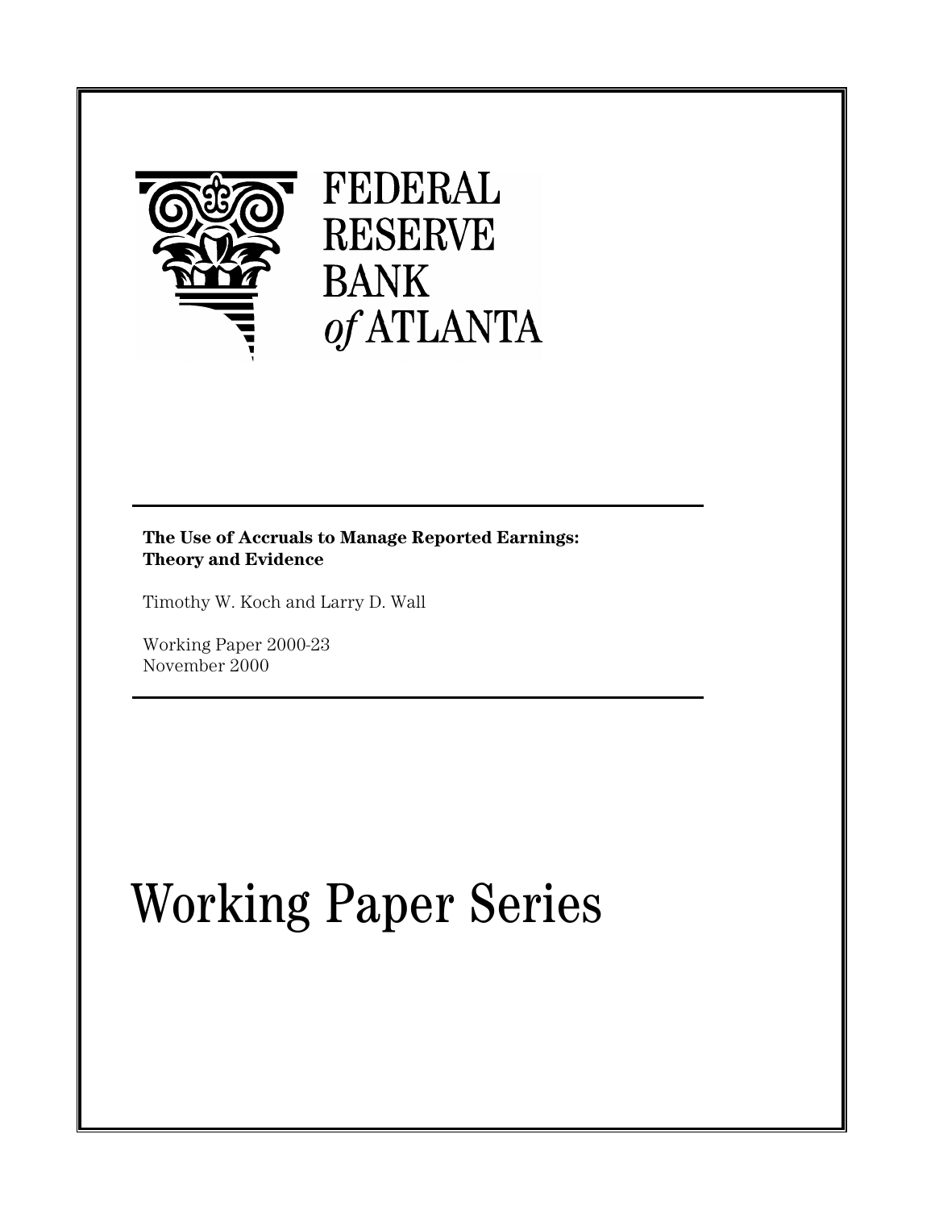# FEDERAL RESERVE BANK *of* ATLANTA

**The Use of Accruals to Manage Reported Earnings: Theory and Evidence**

Timothy W. Koch and Larry D. Wall

Working Paper 2000-23
November 2000

# Working Paper Series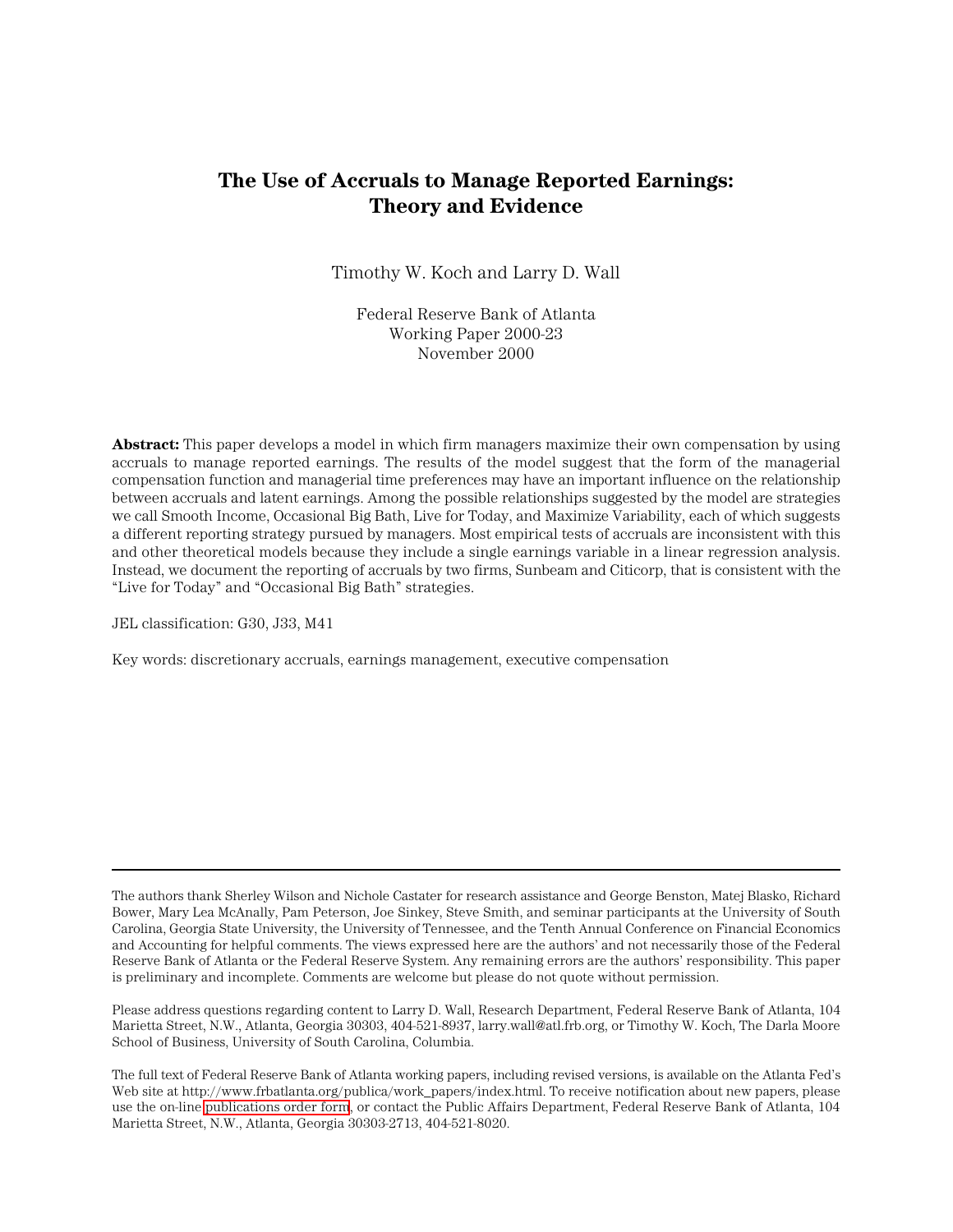# The Use of Accruals to Manage Reported Earnings: Theory and Evidence

Timothy W. Koch and Larry D. Wall

Federal Reserve Bank of Atlanta
Working Paper 2000-23
November 2000

**Abstract:** This paper develops a model in which firm managers maximize their own compensation by using accruals to manage reported earnings. The results of the model suggest that the form of the managerial compensation function and managerial time preferences may have an important influence on the relationship between accruals and latent earnings. Among the possible relationships suggested by the model are strategies we call Smooth Income, Occasional Big Bath, Live for Today, and Maximize Variability, each of which suggests a different reporting strategy pursued by managers. Most empirical tests of accruals are inconsistent with this and other theoretical models because they include a single earnings variable in a linear regression analysis. Instead, we document the reporting of accruals by two firms, Sunbeam and Citicorp, that is consistent with the "Live for Today" and "Occasional Big Bath" strategies.

JEL classification: G30, J33, M41

Key words: discretionary accruals, earnings management, executive compensation

---

The authors thank Sherley Wilson and Nichole Castater for research assistance and George Benston, Matej Blasko, Richard Bower, Mary Lea McAnally, Pam Peterson, Joe Sinkey, Steve Smith, and seminar participants at the University of South Carolina, Georgia State University, the University of Tennessee, and the Tenth Annual Conference on Financial Economics and Accounting for helpful comments. The views expressed here are the authors' and not necessarily those of the Federal Reserve Bank of Atlanta or the Federal Reserve System. Any remaining errors are the authors' responsibility. This paper is preliminary and incomplete. Comments are welcome but please do not quote without permission.

Please address questions regarding content to Larry D. Wall, Research Department, Federal Reserve Bank of Atlanta, 104 Marietta Street, N.W., Atlanta, Georgia 30303, 404-521-8937, larry.wall@atl.frb.org, or Timothy W. Koch, The Darla Moore School of Business, University of South Carolina, Columbia.

The full text of Federal Reserve Bank of Atlanta working papers, including revised versions, is available on the Atlanta Fed's Web site at http://www.frbatlanta.org/publica/work_papers/index.html. To receive notification about new papers, please use the on-line publications order form, or contact the Public Affairs Department, Federal Reserve Bank of Atlanta, 104 Marietta Street, N.W., Atlanta, Georgia 30303-2713, 404-521-8020.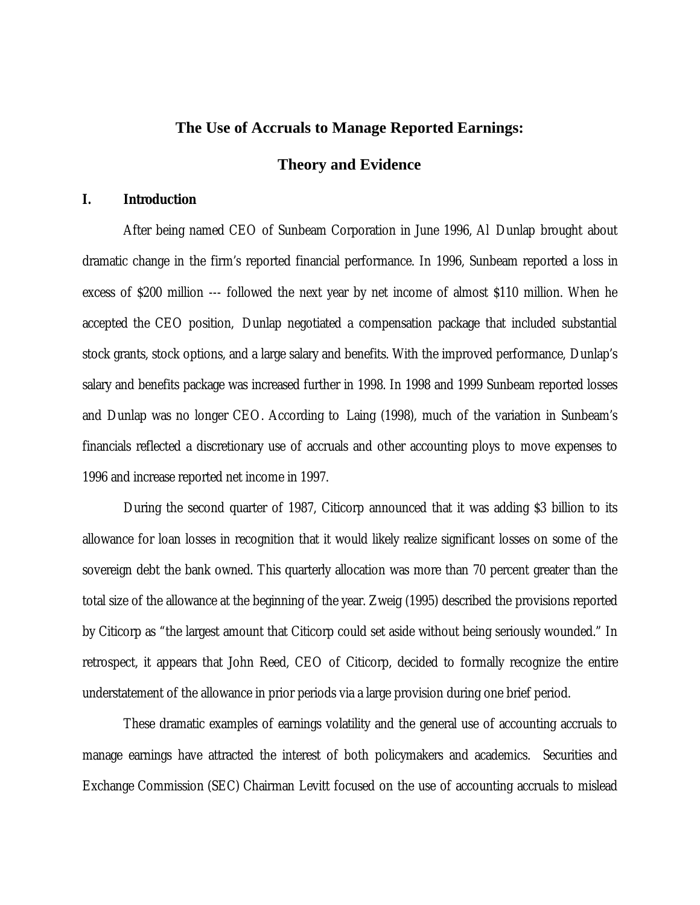# The Use of Accruals to Manage Reported Earnings:

# Theory and Evidence

## I. Introduction

After being named CEO of Sunbeam Corporation in June 1996, Al Dunlap brought about dramatic change in the firm's reported financial performance. In 1996, Sunbeam reported a loss in excess of $200 million --- followed the next year by net income of almost $110 million. When he accepted the CEO position, Dunlap negotiated a compensation package that included substantial stock grants, stock options, and a large salary and benefits. With the improved performance, Dunlap's salary and benefits package was increased further in 1998. In 1998 and 1999 Sunbeam reported losses and Dunlap was no longer CEO. According to Laing (1998), much of the variation in Sunbeam's financials reflected a discretionary use of accruals and other accounting ploys to move expenses to 1996 and increase reported net income in 1997.

During the second quarter of 1987, Citicorp announced that it was adding $3 billion to its allowance for loan losses in recognition that it would likely realize significant losses on some of the sovereign debt the bank owned. This quarterly allocation was more than 70 percent greater than the total size of the allowance at the beginning of the year. Zweig (1995) described the provisions reported by Citicorp as "the largest amount that Citicorp could set aside without being seriously wounded." In retrospect, it appears that John Reed, CEO of Citicorp, decided to formally recognize the entire understatement of the allowance in prior periods via a large provision during one brief period.

These dramatic examples of earnings volatility and the general use of accounting accruals to manage earnings have attracted the interest of both policymakers and academics. Securities and Exchange Commission (SEC) Chairman Levitt focused on the use of accounting accruals to mislead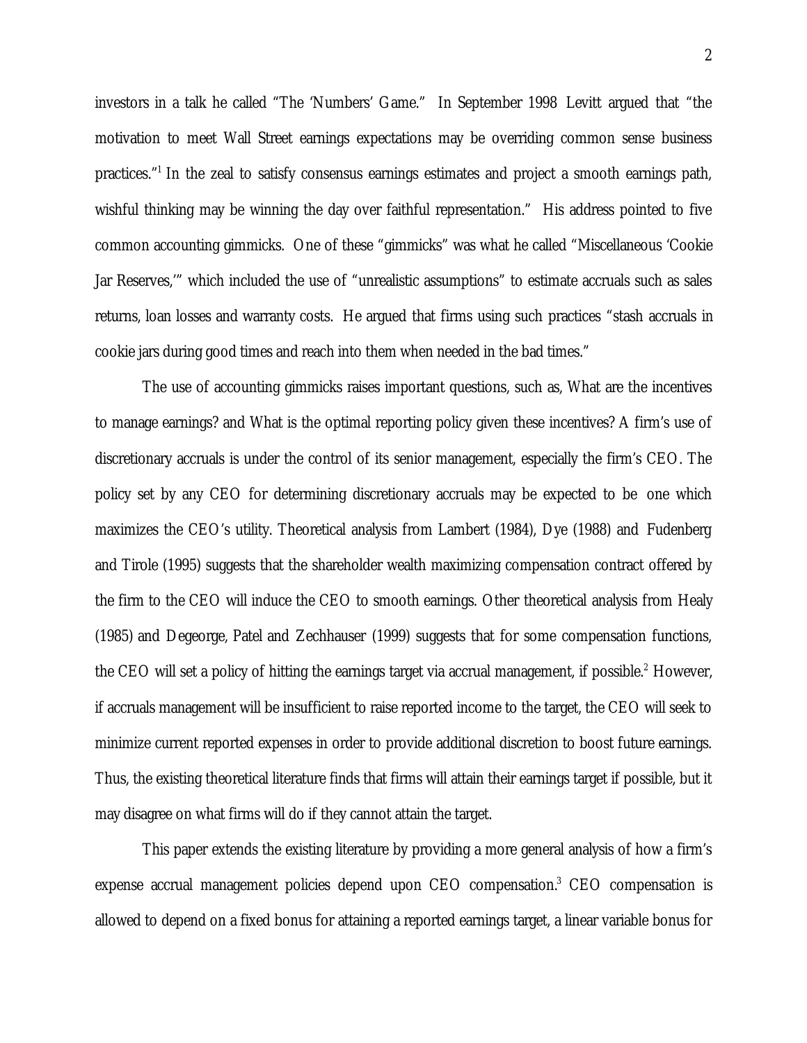investors in a talk he called "The 'Numbers' Game." In September 1998 Levitt argued that "the motivation to meet Wall Street earnings expectations may be overriding common sense business practices."[1] In the zeal to satisfy consensus earnings estimates and project a smooth earnings path, wishful thinking may be winning the day over faithful representation." His address pointed to five common accounting gimmicks. One of these "gimmicks" was what he called "Miscellaneous 'Cookie Jar Reserves,'" which included the use of "unrealistic assumptions" to estimate accruals such as sales returns, loan losses and warranty costs. He argued that firms using such practices "stash accruals in cookie jars during good times and reach into them when needed in the bad times."

The use of accounting gimmicks raises important questions, such as, What are the incentives to manage earnings? and What is the optimal reporting policy given these incentives? A firm's use of discretionary accruals is under the control of its senior management, especially the firm's CEO. The policy set by any CEO for determining discretionary accruals may be expected to be one which maximizes the CEO's utility. Theoretical analysis from Lambert (1984), Dye (1988) and Fudenberg and Tirole (1995) suggests that the shareholder wealth maximizing compensation contract offered by the firm to the CEO will induce the CEO to smooth earnings. Other theoretical analysis from Healy (1985) and Degeorge, Patel and Zechhauser (1999) suggests that for some compensation functions, the CEO will set a policy of hitting the earnings target via accrual management, if possible.[2] However, if accruals management will be insufficient to raise reported income to the target, the CEO will seek to minimize current reported expenses in order to provide additional discretion to boost future earnings. Thus, the existing theoretical literature finds that firms will attain their earnings target if possible, but it may disagree on what firms will do if they cannot attain the target.

This paper extends the existing literature by providing a more general analysis of how a firm's expense accrual management policies depend upon CEO compensation.[3] CEO compensation is allowed to depend on a fixed bonus for attaining a reported earnings target, a linear variable bonus for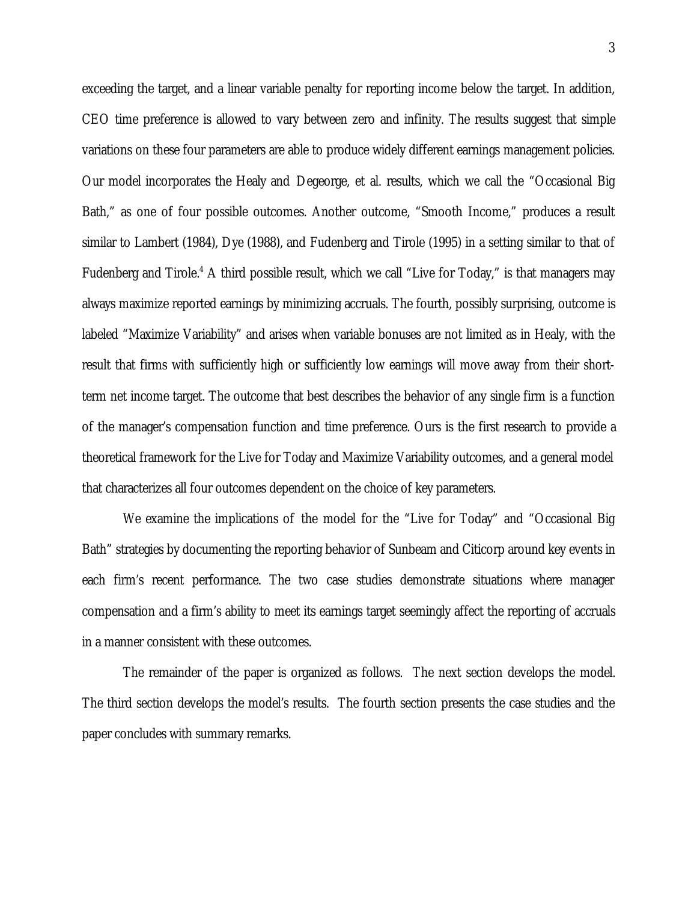exceeding the target, and a linear variable penalty for reporting income below the target. In addition, CEO time preference is allowed to vary between zero and infinity. The results suggest that simple variations on these four parameters are able to produce widely different earnings management policies. Our model incorporates the Healy and Degeorge, et al. results, which we call the "Occasional Big Bath," as one of four possible outcomes. Another outcome, "Smooth Income," produces a result similar to Lambert (1984), Dye (1988), and Fudenberg and Tirole (1995) in a setting similar to that of Fudenberg and Tirole.[4] A third possible result, which we call "Live for Today," is that managers may always maximize reported earnings by minimizing accruals. The fourth, possibly surprising, outcome is labeled "Maximize Variability" and arises when variable bonuses are not limited as in Healy, with the result that firms with sufficiently high or sufficiently low earnings will move away from their short-term net income target. The outcome that best describes the behavior of any single firm is a function of the manager's compensation function and time preference. Ours is the first research to provide a theoretical framework for the Live for Today and Maximize Variability outcomes, and a general model that characterizes all four outcomes dependent on the choice of key parameters.

We examine the implications of the model for the "Live for Today" and "Occasional Big Bath" strategies by documenting the reporting behavior of Sunbeam and Citicorp around key events in each firm's recent performance. The two case studies demonstrate situations where manager compensation and a firm's ability to meet its earnings target seemingly affect the reporting of accruals in a manner consistent with these outcomes.

The remainder of the paper is organized as follows. The next section develops the model. The third section develops the model's results. The fourth section presents the case studies and the paper concludes with summary remarks.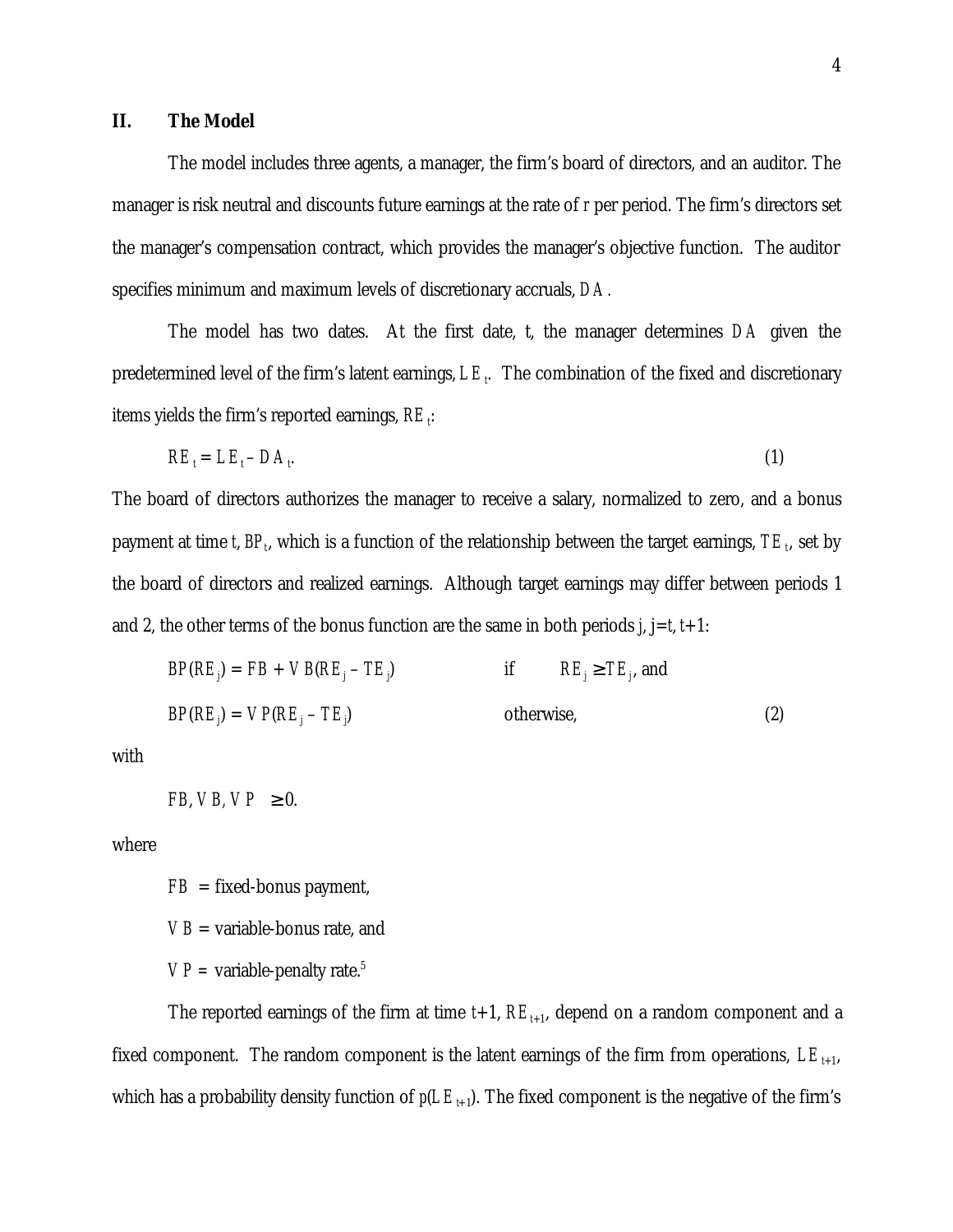## II. The Model

The model includes three agents, a manager, the firm's board of directors, and an auditor. The manager is risk neutral and discounts future earnings at the rate of $r$ per period. The firm's directors set the manager's compensation contract, which provides the manager's objective function. The auditor specifies minimum and maximum levels of discretionary accruals, $DA$.

The model has two dates. At the first date, t, the manager determines $DA$ given the predetermined level of the firm's latent earnings, $LE_t$. The combination of the fixed and discretionary items yields the firm's reported earnings, $RE_t$:

$$RE_t = LE_t - DA_t. \tag{1}$$

The board of directors authorizes the manager to receive a salary, normalized to zero, and a bonus payment at time $t$, $BP_t$, which is a function of the relationship between the target earnings, $TE_t$, set by the board of directors and realized earnings. Although target earnings may differ between periods 1 and 2, the other terms of the bonus function are the same in both periods $j$, $j=t, t+1$:

$$
\begin{aligned}
BP(RE_j) &= FB + VB(RE_j - TE_j) && \text{if} \quad RE_j \geq TE_j, \text{ and} \\
BP(RE_j) &= VP(RE_j - TE_j) && \text{otherwise,}
\end{aligned} \tag{2}
$$

with

$$FB, VB, VP \geq 0.$$

where

$FB$ = fixed-bonus payment,

$VB$ = variable-bonus rate, and

$VP$ = variable-penalty rate.[5]

The reported earnings of the firm at time $t+1$, $RE_{t+1}$, depend on a random component and a fixed component. The random component is the latent earnings of the firm from operations, $LE_{t+1}$, which has a probability density function of $p(LE_{t+1})$. The fixed component is the negative of the firm's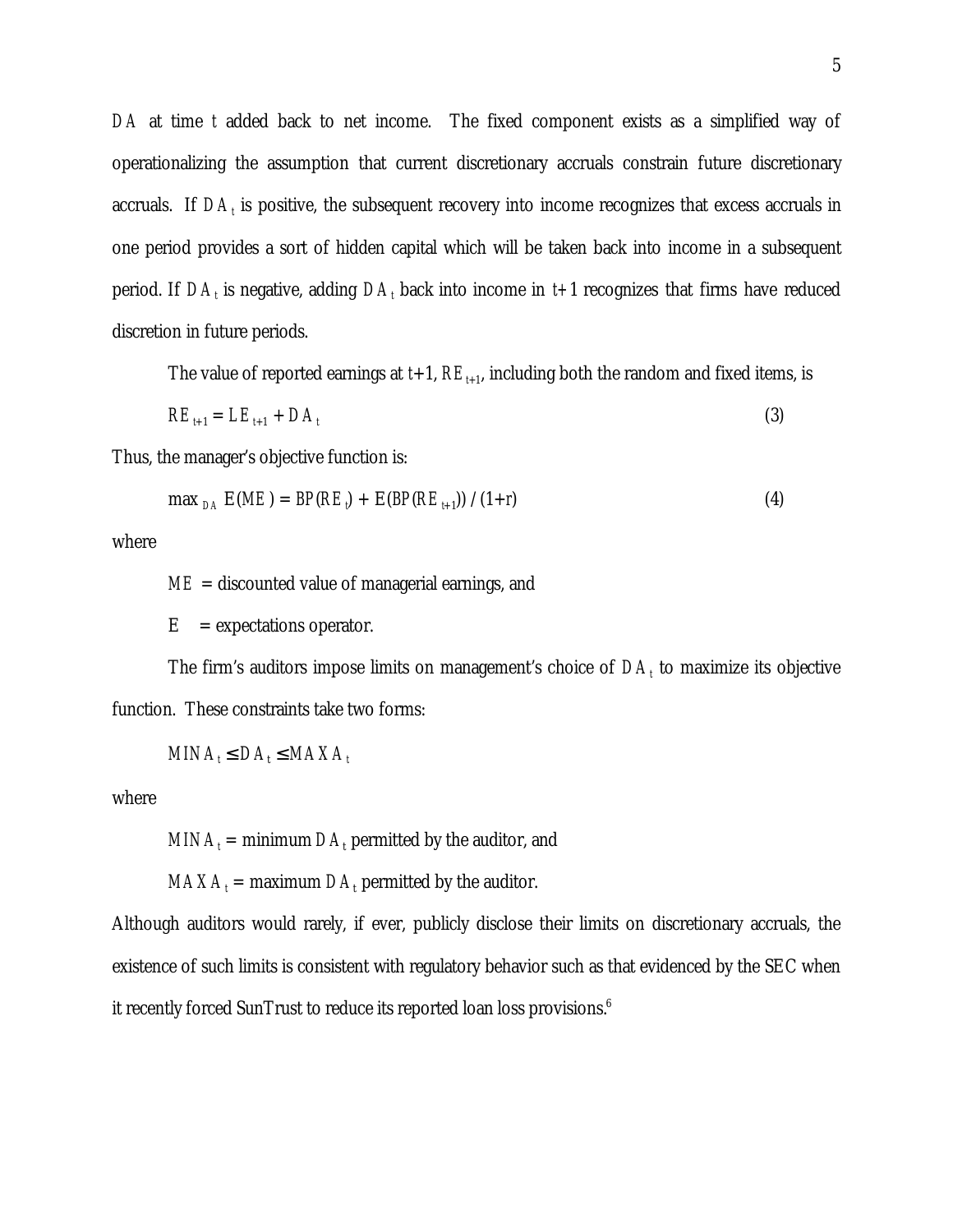$DA$ at time $t$ added back to net income. The fixed component exists as a simplified way of operationalizing the assumption that current discretionary accruals constrain future discretionary accruals. If $DA_t$ is positive, the subsequent recovery into income recognizes that excess accruals in one period provides a sort of hidden capital which will be taken back into income in a subsequent period. If $DA_t$ is negative, adding $DA_t$ back into income in $t+1$ recognizes that firms have reduced discretion in future periods.

The value of reported earnings at $t+1$, $RE_{t+1}$, including both the random and fixed items, is

$$RE_{t+1} = LE_{t+1} + DA_t \tag{3}$$

Thus, the manager's objective function is:

$$\max_{DA} E(ME) = BP(RE_t) + E(BP(RE_{t+1})) / (1+r) \tag{4}$$

where

$ME$ = discounted value of managerial earnings, and

$E$ = expectations operator.

The firm's auditors impose limits on management's choice of $DA_t$ to maximize its objective function. These constraints take two forms:

$$MINA_t \leq DA_t \leq MAXA_t$$

where

$MINA_t$ = minimum $DA_t$ permitted by the auditor, and

$MAXA_t$ = maximum $DA_t$ permitted by the auditor.

Although auditors would rarely, if ever, publicly disclose their limits on discretionary accruals, the existence of such limits is consistent with regulatory behavior such as that evidenced by the SEC when it recently forced SunTrust to reduce its reported loan loss provisions.[6]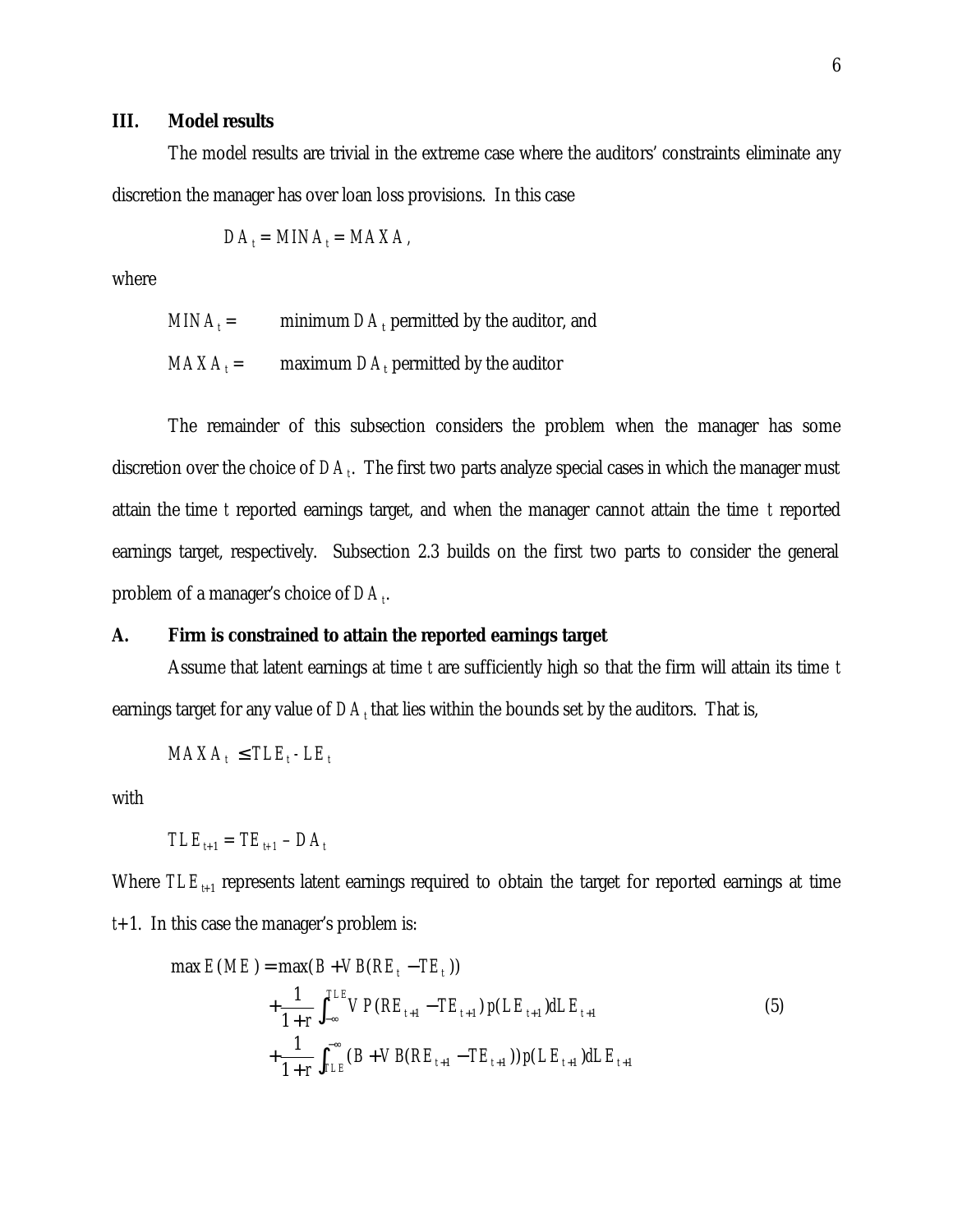## III. Model results

The model results are trivial in the extreme case where the auditors' constraints eliminate any discretion the manager has over loan loss provisions. In this case

$$DA_t = MINA_t = MAXA,$$

where

$MINA_t =$ minimum $DA_t$ permitted by the auditor, and

$MAXA_t =$ maximum $DA_t$ permitted by the auditor

The remainder of this subsection considers the problem when the manager has some discretion over the choice of $DA_t$. The first two parts analyze special cases in which the manager must attain the time $t$ reported earnings target, and when the manager cannot attain the time $t$ reported earnings target, respectively. Subsection 2.3 builds on the first two parts to consider the general problem of a manager's choice of $DA_t$.

### A. Firm is constrained to attain the reported earnings target

Assume that latent earnings at time $t$ are sufficiently high so that the firm will attain its time $t$ earnings target for any value of $DA_t$ that lies within the bounds set by the auditors. That is,

$$MAXA_t \leq TLE_t - LE_t$$

with

$$TLE_{t+1} = TE_{t+1} - DA_t$$

Where $TLE_{t+1}$ represents latent earnings required to obtain the target for reported earnings at time $t+1$. In this case the manager's problem is:

$$\begin{aligned}\max E(ME) = \max(&B + VB(RE_t - TE_t)) \\ &+ \frac{1}{1+r}\int_{-\infty}^{TLE} VP(RE_{t+1} - TE_{t+1})p(LE_{t+1})dLE_{t+1} \\ &+ \frac{1}{1+r}\int_{TLE}^{-\infty}(B + VB(RE_{t+1} - TE_{t+1}))p(LE_{t+1})dLE_{t+1}\end{aligned} \tag{5}$$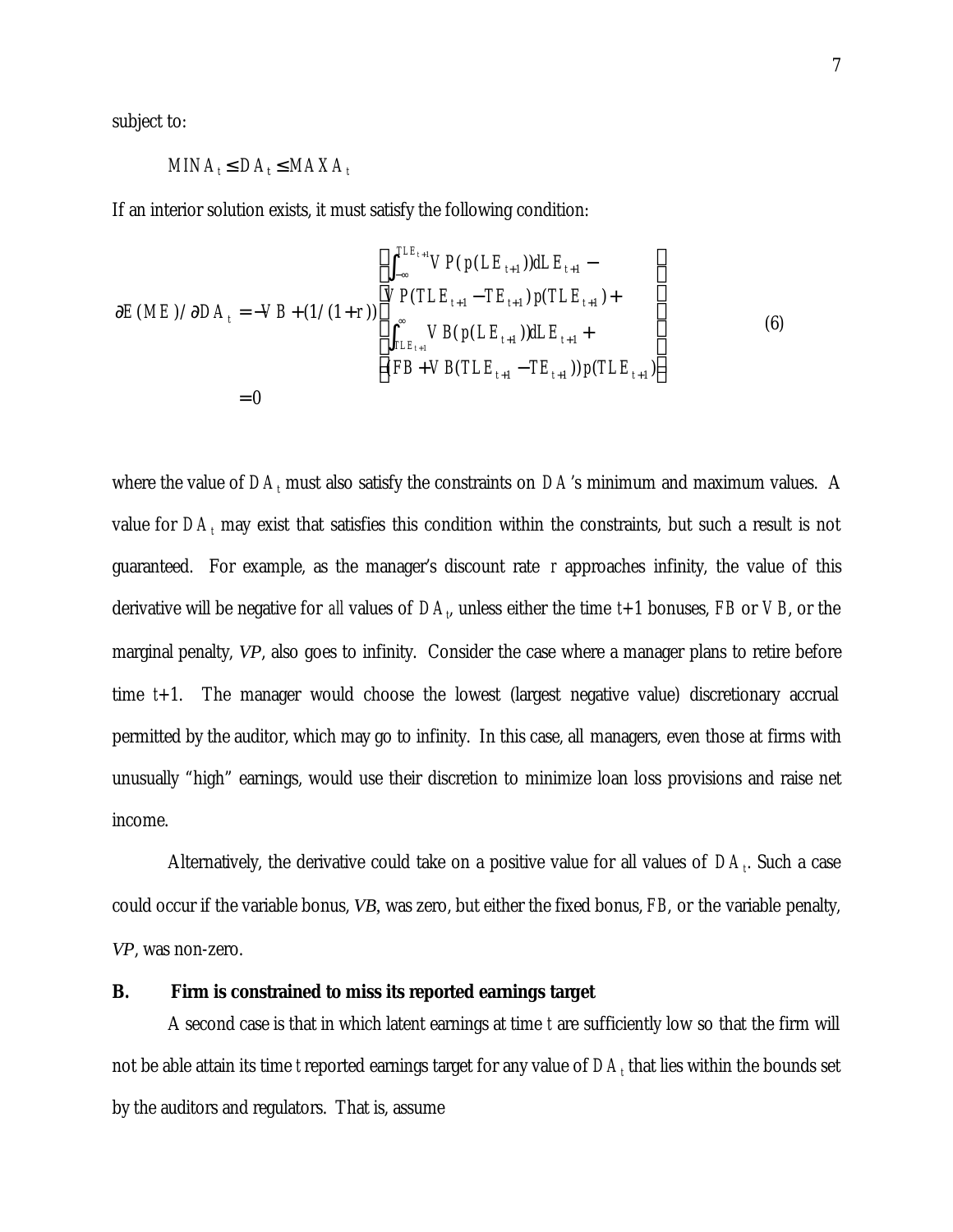subject to:

$$MINA_t \leq DA_t \leq MAXA_t$$

If an interior solution exists, it must satisfy the following condition:

$$\partial E(ME)/\partial DA_t = -VB + (1/(1+r))\left[\begin{array}{l} \int_{-\infty}^{TLE_{t+1}} VP(p(LE_{t+1}))dLE_{t+1} - \\ VP(TLE_{t+1} - TE_{t+1})p(TLE_{t+1}) + \\ \int_{TLE_{t+1}}^{\infty} VB(p(LE_{t+1}))dLE_{t+1} + \\ (FB + VB(TLE_{t+1} - TE_{t+1}))p(TLE_{t+1}) \end{array}\right] \quad (6)$$

$$= 0$$

where the value of $DA_t$ must also satisfy the constraints on $DA$'s minimum and maximum values. A value for $DA_t$ may exist that satisfies this condition within the constraints, but such a result is not guaranteed. For example, as the manager's discount rate $r$ approaches infinity, the value of this derivative will be negative for *all* values of $DA_t$, unless either the time $t+1$ bonuses, $FB$ or $VB$, or the marginal penalty, $VP$, also goes to infinity. Consider the case where a manager plans to retire before time $t+1$. The manager would choose the lowest (largest negative value) discretionary accrual permitted by the auditor, which may go to infinity. In this case, all managers, even those at firms with unusually "high" earnings, would use their discretion to minimize loan loss provisions and raise net income.

Alternatively, the derivative could take on a positive value for all values of $DA_t$. Such a case could occur if the variable bonus, $VB$, was zero, but either the fixed bonus, $FB$, or the variable penalty, $VP$, was non-zero.

**B. Firm is constrained to miss its reported earnings target**

A second case is that in which latent earnings at time $t$ are sufficiently low so that the firm will not be able attain its time $t$ reported earnings target for any value of $DA_t$ that lies within the bounds set by the auditors and regulators. That is, assume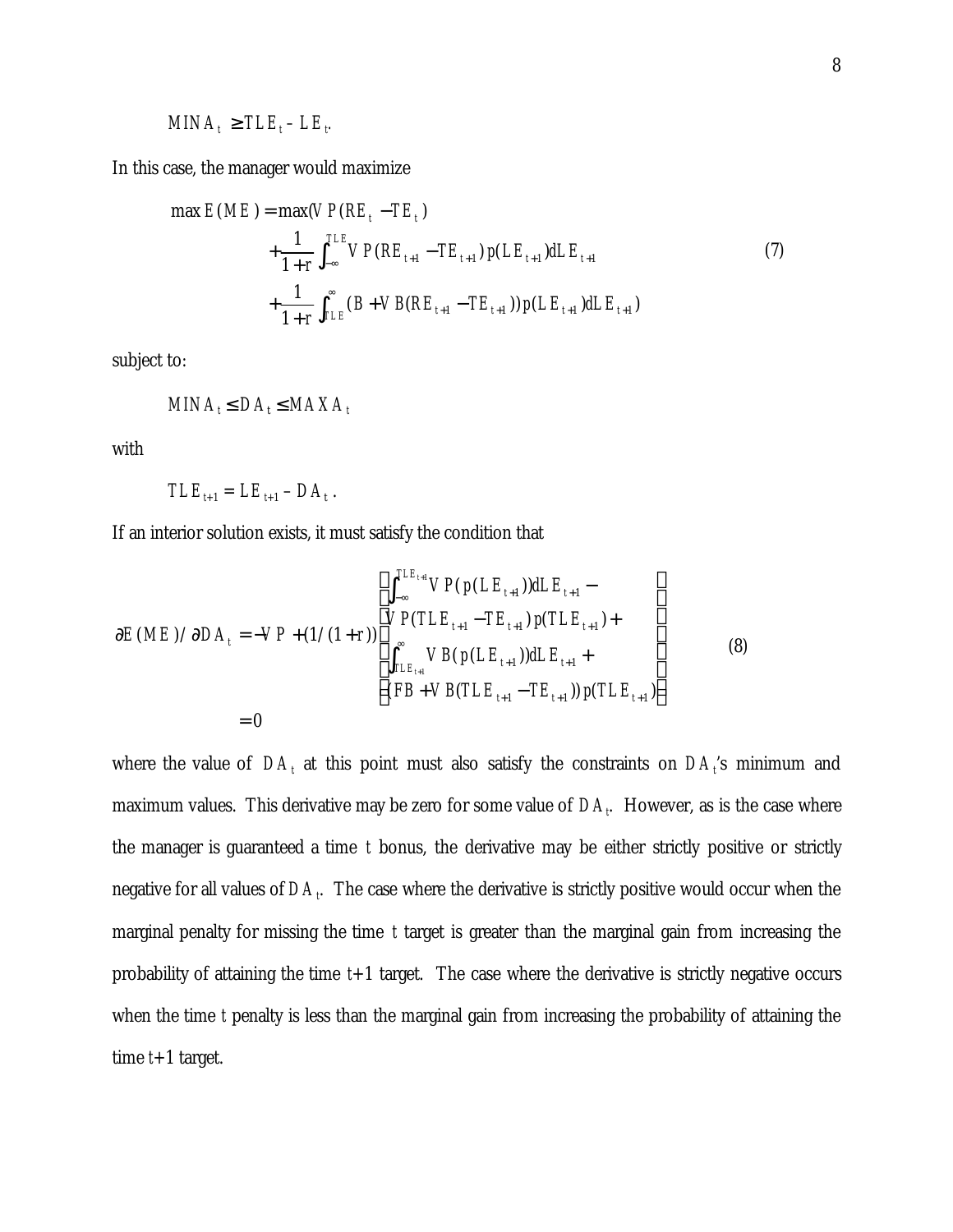$$MINA_t \geq TLE_t - LE_t.$$

In this case, the manager would maximize

$$
\begin{aligned}
\max E(ME) = \max(& VP(RE_t - TE_t) \\
&+ \frac{1}{1+r}\int_{-\infty}^{TLE} VP(RE_{t+1} - TE_{t+1})\, p(LE_{t+1})dLE_{t+1} \\
&+ \frac{1}{1+r}\int_{TLE}^{\infty} (B + VB(RE_{t+1} - TE_{t+1}))\, p(LE_{t+1})dLE_{t+1})
\end{aligned}
\tag{7}
$$

subject to:

$$MINA_t \leq DA_t \leq MAXA_t$$

with

$$TLE_{t+1} = LE_{t+1} - DA_t.$$

If an interior solution exists, it must satisfy the condition that

$$
\begin{aligned}
\partial E(ME)/\partial DA_t = -VP + (1/(1+r))&\begin{bmatrix}
\int_{-\infty}^{TLE_{t+1}} VP(p(LE_{t+1}))dLE_{t+1} - \\
VP(TLE_{t+1} - TE_{t+1})\, p(TLE_{t+1}) + \\
\int_{TLE_{t+1}}^{\infty} VB(p(LE_{t+1}))dLE_{t+1} + \\
(FB + VB(TLE_{t+1} - TE_{t+1}))\, p(TLE_{t+1})
\end{bmatrix} \\
= 0 &
\end{aligned}
\tag{8}
$$

where the value of $DA_t$ at this point must also satisfy the constraints on $DA_t$'s minimum and maximum values. This derivative may be zero for some value of $DA_t$. However, as is the case where the manager is guaranteed a time $t$ bonus, the derivative may be either strictly positive or strictly negative for all values of $DA_t$. The case where the derivative is strictly positive would occur when the marginal penalty for missing the time $t$ target is greater than the marginal gain from increasing the probability of attaining the time $t+1$ target. The case where the derivative is strictly negative occurs when the time $t$ penalty is less than the marginal gain from increasing the probability of attaining the time $t+1$ target.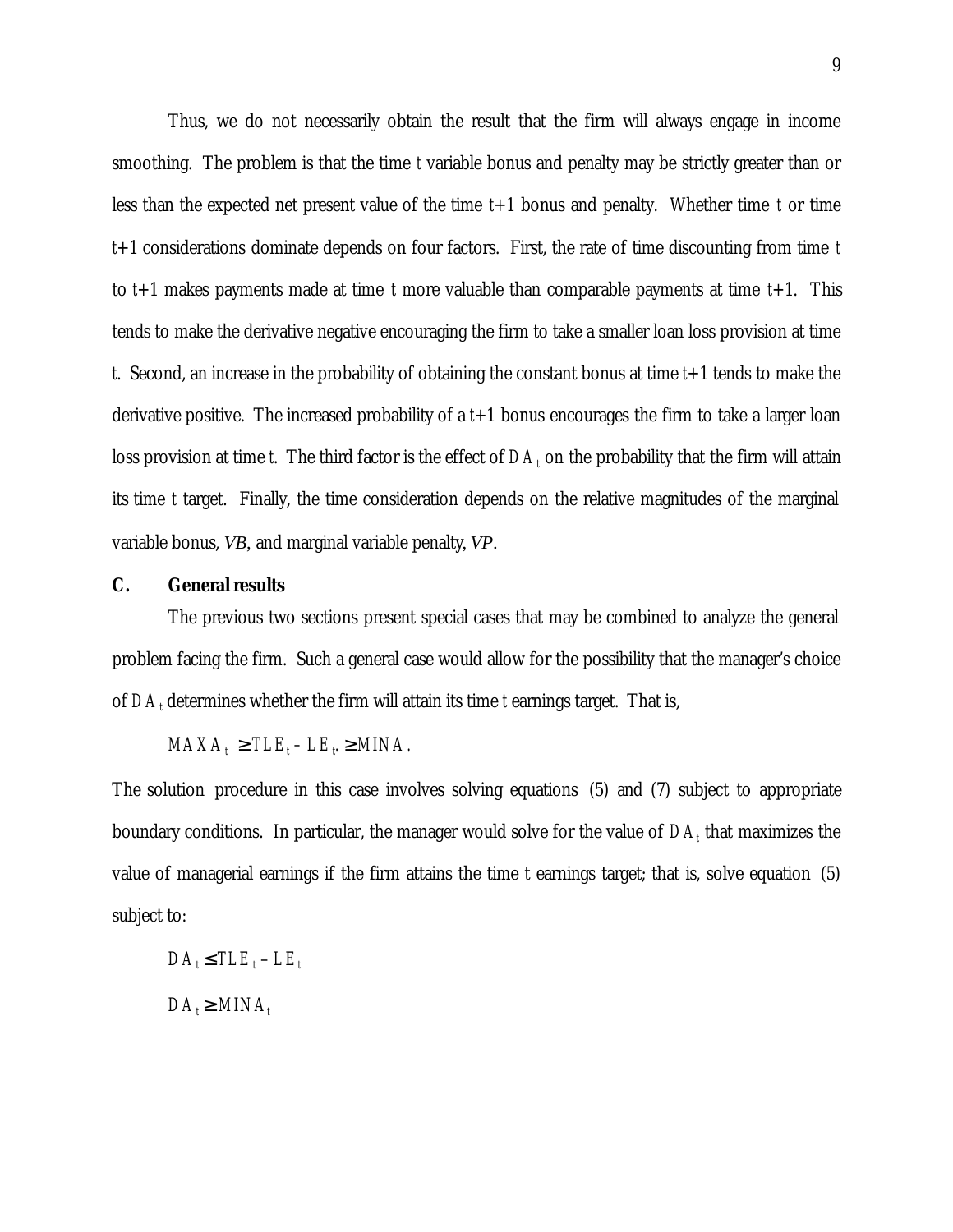Thus, we do not necessarily obtain the result that the firm will always engage in income smoothing. The problem is that the time $t$ variable bonus and penalty may be strictly greater than or less than the expected net present value of the time $t$+1 bonus and penalty. Whether time $t$ or time $t$+1 considerations dominate depends on four factors. First, the rate of time discounting from time $t$ to $t$+1 makes payments made at time $t$ more valuable than comparable payments at time $t$+1. This tends to make the derivative negative encouraging the firm to take a smaller loan loss provision at time $t$. Second, an increase in the probability of obtaining the constant bonus at time $t$+1 tends to make the derivative positive. The increased probability of a $t$+1 bonus encourages the firm to take a larger loan loss provision at time $t$. The third factor is the effect of $DA_t$ on the probability that the firm will attain its time $t$ target. Finally, the time consideration depends on the relative magnitudes of the marginal variable bonus, *VB*, and marginal variable penalty, *VP*.

### C. General results

The previous two sections present special cases that may be combined to analyze the general problem facing the firm. Such a general case would allow for the possibility that the manager's choice of $DA_t$ determines whether the firm will attain its time $t$ earnings target. That is,

$$MAXA_t \geq TLE_t - LE_t \geq MINA.$$

The solution procedure in this case involves solving equations (5) and (7) subject to appropriate boundary conditions. In particular, the manager would solve for the value of $DA_t$ that maximizes the value of managerial earnings if the firm attains the time t earnings target; that is, solve equation (5) subject to:

$$DA_t \leq TLE_t - LE_t$$

$$DA_t \geq MINA_t$$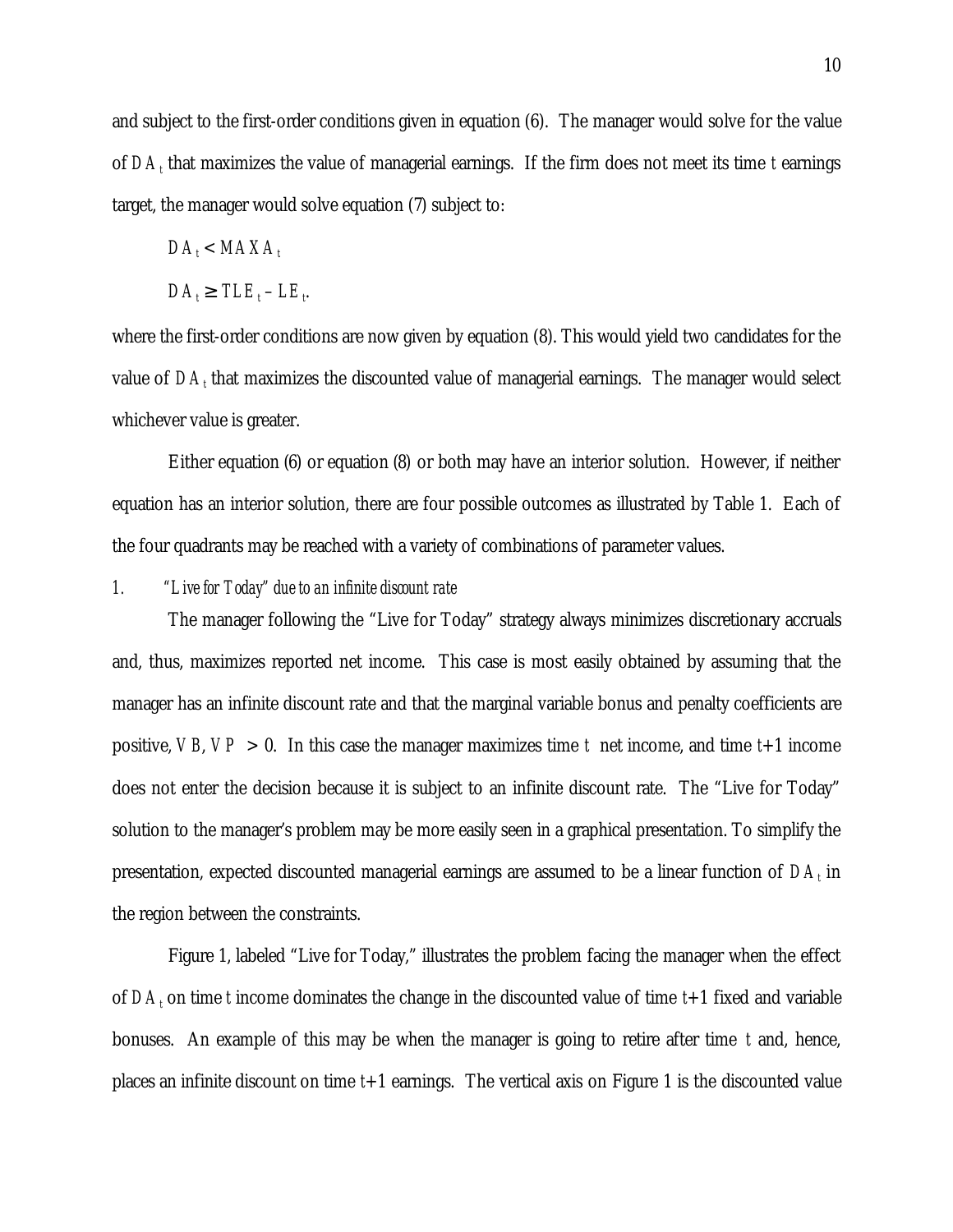and subject to the first-order conditions given in equation (6). The manager would solve for the value of $DA_t$ that maximizes the value of managerial earnings. If the firm does not meet its time $t$ earnings target, the manager would solve equation (7) subject to:

$$DA_t < MAXA_t$$

$$DA_t \geq TLE_t - LE_t.$$

where the first-order conditions are now given by equation (8). This would yield two candidates for the value of $DA_t$ that maximizes the discounted value of managerial earnings. The manager would select whichever value is greater.

Either equation (6) or equation (8) or both may have an interior solution. However, if neither equation has an interior solution, there are four possible outcomes as illustrated by Table 1. Each of the four quadrants may be reached with a variety of combinations of parameter values.

### 1. *"Live for Today" due to an infinite discount rate*

The manager following the "Live for Today" strategy always minimizes discretionary accruals and, thus, maximizes reported net income. This case is most easily obtained by assuming that the manager has an infinite discount rate and that the marginal variable bonus and penalty coefficients are positive, $VB, VP > 0$. In this case the manager maximizes time $t$ net income, and time $t$+1 income does not enter the decision because it is subject to an infinite discount rate. The "Live for Today" solution to the manager's problem may be more easily seen in a graphical presentation. To simplify the presentation, expected discounted managerial earnings are assumed to be a linear function of $DA_t$ in the region between the constraints.

Figure 1, labeled "Live for Today," illustrates the problem facing the manager when the effect of $DA_t$ on time $t$ income dominates the change in the discounted value of time $t$+1 fixed and variable bonuses. An example of this may be when the manager is going to retire after time $t$ and, hence, places an infinite discount on time $t$+1 earnings. The vertical axis on Figure 1 is the discounted value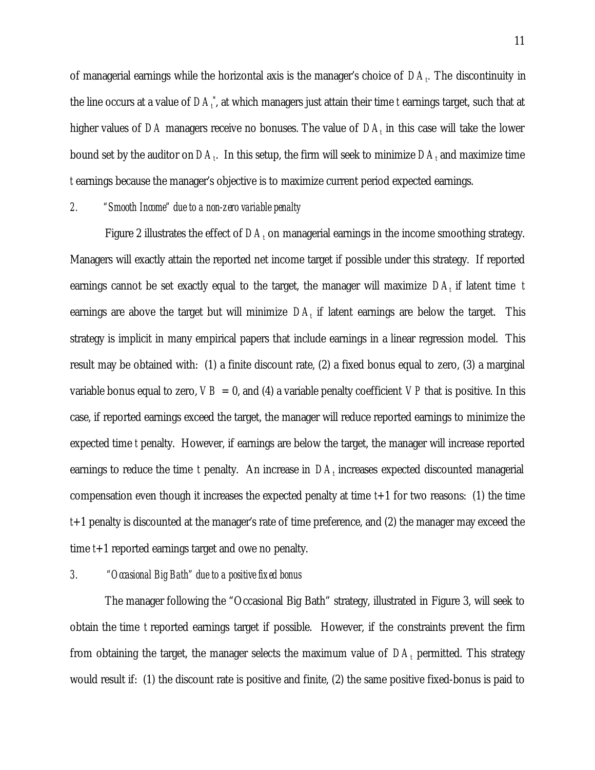of managerial earnings while the horizontal axis is the manager's choice of $DA_t$. The discontinuity in the line occurs at a value of $DA_t^*$, at which managers just attain their time *t* earnings target, such that at higher values of $DA$ managers receive no bonuses. The value of $DA_t$ in this case will take the lower bound set by the auditor on $DA_t$. In this setup, the firm will seek to minimize $DA_t$ and maximize time *t* earnings because the manager's objective is to maximize current period expected earnings.

### 2. *"Smooth Income" due to a non-zero variable penalty*

Figure 2 illustrates the effect of $DA_t$ on managerial earnings in the income smoothing strategy. Managers will exactly attain the reported net income target if possible under this strategy. If reported earnings cannot be set exactly equal to the target, the manager will maximize $DA_t$ if latent time *t* earnings are above the target but will minimize $DA_t$ if latent earnings are below the target. This strategy is implicit in many empirical papers that include earnings in a linear regression model. This result may be obtained with: (1) a finite discount rate, (2) a fixed bonus equal to zero, (3) a marginal variable bonus equal to zero, $VB = 0$, and (4) a variable penalty coefficient $VP$ that is positive. In this case, if reported earnings exceed the target, the manager will reduce reported earnings to minimize the expected time *t* penalty. However, if earnings are below the target, the manager will increase reported earnings to reduce the time *t* penalty. An increase in $DA_t$ increases expected discounted managerial compensation even though it increases the expected penalty at time *t*+1 for two reasons: (1) the time *t*+1 penalty is discounted at the manager's rate of time preference, and (2) the manager may exceed the time *t*+1 reported earnings target and owe no penalty.

### 3. *"Occasional Big Bath" due to a positive fixed bonus*

The manager following the "Occasional Big Bath" strategy, illustrated in Figure 3, will seek to obtain the time *t* reported earnings target if possible. However, if the constraints prevent the firm from obtaining the target, the manager selects the maximum value of $DA_t$ permitted. This strategy would result if: (1) the discount rate is positive and finite, (2) the same positive fixed-bonus is paid to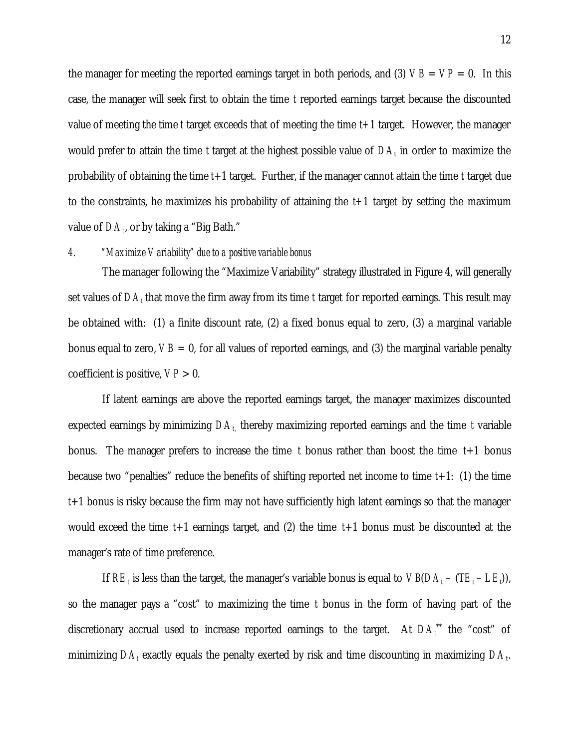the manager for meeting the reported earnings target in both periods, and (3) $VB = VP = 0$. In this case, the manager will seek first to obtain the time $t$ reported earnings target because the discounted value of meeting the time $t$ target exceeds that of meeting the time $t+1$ target. However, the manager would prefer to attain the time $t$ target at the highest possible value of $DA_t$ in order to maximize the probability of obtaining the time $t+1$ target. Further, if the manager cannot attain the time $t$ target due to the constraints, he maximizes his probability of attaining the $t+1$ target by setting the maximum value of $DA_t$, or by taking a "Big Bath."

*4. "Maximize Variability" due to a positive variable bonus*

The manager following the "Maximize Variability" strategy illustrated in Figure 4, will generally set values of $DA_t$ that move the firm away from its time $t$ target for reported earnings. This result may be obtained with: (1) a finite discount rate, (2) a fixed bonus equal to zero, (3) a marginal variable bonus equal to zero, $VB = 0$, for all values of reported earnings, and (3) the marginal variable penalty coefficient is positive, $VP > 0$.

If latent earnings are above the reported earnings target, the manager maximizes discounted expected earnings by minimizing $DA_t$, thereby maximizing reported earnings and the time $t$ variable bonus. The manager prefers to increase the time $t$ bonus rather than boost the time $t+1$ bonus because two "penalties" reduce the benefits of shifting reported net income to time $t+1$: (1) the time $t+1$ bonus is risky because the firm may not have sufficiently high latent earnings so that the manager would exceed the time $t+1$ earnings target, and (2) the time $t+1$ bonus must be discounted at the manager's rate of time preference.

If $RE_t$ is less than the target, the manager's variable bonus is equal to $VB(DA_t - (TE_t - LE_t))$, so the manager pays a "cost" to maximizing the time $t$ bonus in the form of having part of the discretionary accrual used to increase reported earnings to the target. At $DA_t^{**}$ the "cost" of minimizing $DA_t$ exactly equals the penalty exerted by risk and time discounting in maximizing $DA_t$.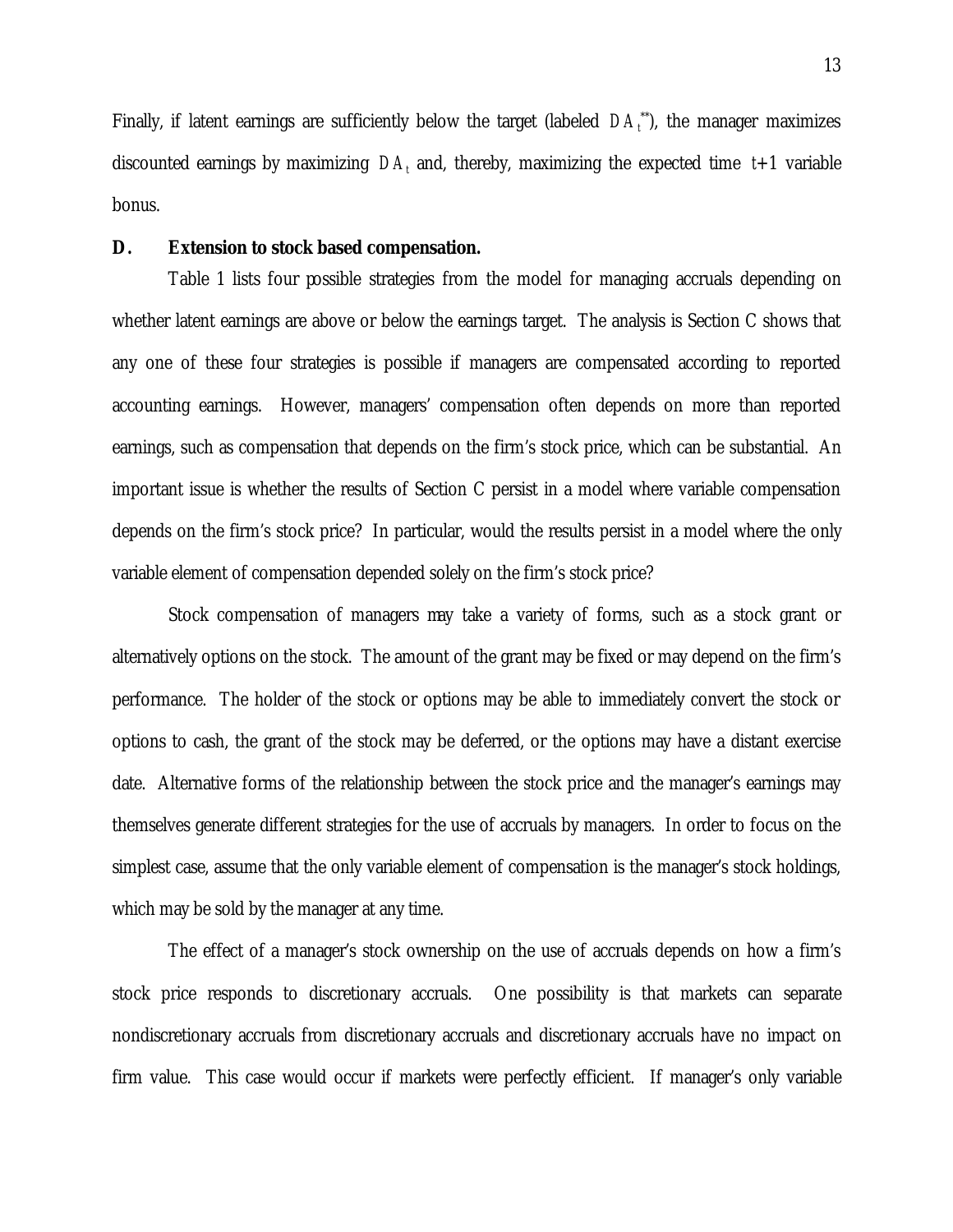Finally, if latent earnings are sufficiently below the target (labeled $DA_t^{**}$), the manager maximizes discounted earnings by maximizing $DA_t$ and, thereby, maximizing the expected time $t+1$ variable bonus.

**D. Extension to stock based compensation.**

Table 1 lists four possible strategies from the model for managing accruals depending on whether latent earnings are above or below the earnings target. The analysis is Section C shows that any one of these four strategies is possible if managers are compensated according to reported accounting earnings. However, managers' compensation often depends on more than reported earnings, such as compensation that depends on the firm's stock price, which can be substantial. An important issue is whether the results of Section C persist in a model where variable compensation depends on the firm's stock price? In particular, would the results persist in a model where the only variable element of compensation depended solely on the firm's stock price?

Stock compensation of managers may take a variety of forms, such as a stock grant or alternatively options on the stock. The amount of the grant may be fixed or may depend on the firm's performance. The holder of the stock or options may be able to immediately convert the stock or options to cash, the grant of the stock may be deferred, or the options may have a distant exercise date. Alternative forms of the relationship between the stock price and the manager's earnings may themselves generate different strategies for the use of accruals by managers. In order to focus on the simplest case, assume that the only variable element of compensation is the manager's stock holdings, which may be sold by the manager at any time.

The effect of a manager's stock ownership on the use of accruals depends on how a firm's stock price responds to discretionary accruals. One possibility is that markets can separate nondiscretionary accruals from discretionary accruals and discretionary accruals have no impact on firm value. This case would occur if markets were perfectly efficient. If manager's only variable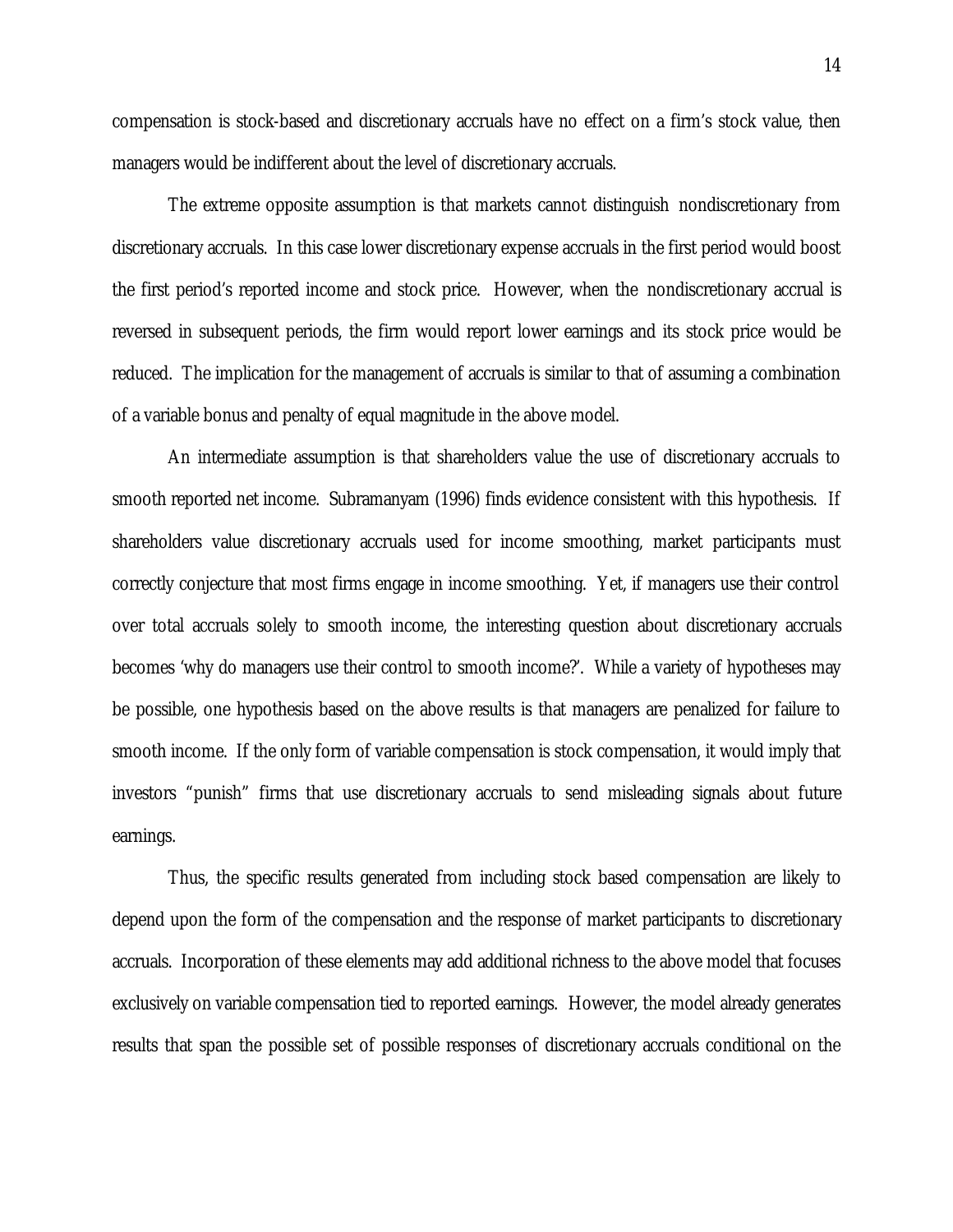compensation is stock-based and discretionary accruals have no effect on a firm's stock value, then managers would be indifferent about the level of discretionary accruals.

The extreme opposite assumption is that markets cannot distinguish nondiscretionary from discretionary accruals. In this case lower discretionary expense accruals in the first period would boost the first period's reported income and stock price. However, when the nondiscretionary accrual is reversed in subsequent periods, the firm would report lower earnings and its stock price would be reduced. The implication for the management of accruals is similar to that of assuming a combination of a variable bonus and penalty of equal magnitude in the above model.

An intermediate assumption is that shareholders value the use of discretionary accruals to smooth reported net income. Subramanyam (1996) finds evidence consistent with this hypothesis. If shareholders value discretionary accruals used for income smoothing, market participants must correctly conjecture that most firms engage in income smoothing. Yet, if managers use their control over total accruals solely to smooth income, the interesting question about discretionary accruals becomes 'why do managers use their control to smooth income?'. While a variety of hypotheses may be possible, one hypothesis based on the above results is that managers are penalized for failure to smooth income. If the only form of variable compensation is stock compensation, it would imply that investors "punish" firms that use discretionary accruals to send misleading signals about future earnings.

Thus, the specific results generated from including stock based compensation are likely to depend upon the form of the compensation and the response of market participants to discretionary accruals. Incorporation of these elements may add additional richness to the above model that focuses exclusively on variable compensation tied to reported earnings. However, the model already generates results that span the possible set of possible responses of discretionary accruals conditional on the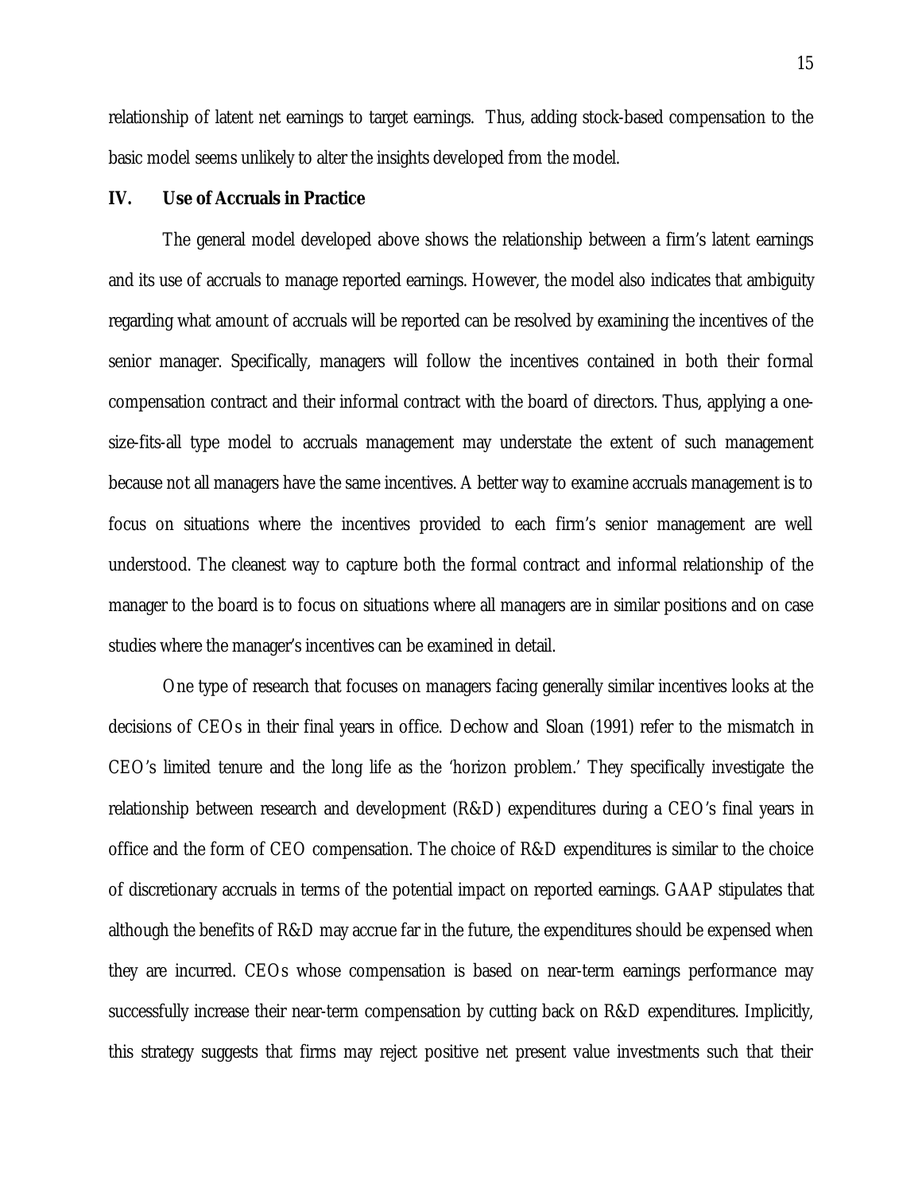relationship of latent net earnings to target earnings. Thus, adding stock-based compensation to the basic model seems unlikely to alter the insights developed from the model.

## IV. Use of Accruals in Practice

The general model developed above shows the relationship between a firm's latent earnings and its use of accruals to manage reported earnings. However, the model also indicates that ambiguity regarding what amount of accruals will be reported can be resolved by examining the incentives of the senior manager. Specifically, managers will follow the incentives contained in both their formal compensation contract and their informal contract with the board of directors. Thus, applying a one-size-fits-all type model to accruals management may understate the extent of such management because not all managers have the same incentives. A better way to examine accruals management is to focus on situations where the incentives provided to each firm's senior management are well understood. The cleanest way to capture both the formal contract and informal relationship of the manager to the board is to focus on situations where all managers are in similar positions and on case studies where the manager's incentives can be examined in detail.

One type of research that focuses on managers facing generally similar incentives looks at the decisions of CEOs in their final years in office. Dechow and Sloan (1991) refer to the mismatch in CEO's limited tenure and the long life as the 'horizon problem.' They specifically investigate the relationship between research and development (R&D) expenditures during a CEO's final years in office and the form of CEO compensation. The choice of R&D expenditures is similar to the choice of discretionary accruals in terms of the potential impact on reported earnings. GAAP stipulates that although the benefits of R&D may accrue far in the future, the expenditures should be expensed when they are incurred. CEOs whose compensation is based on near-term earnings performance may successfully increase their near-term compensation by cutting back on R&D expenditures. Implicitly, this strategy suggests that firms may reject positive net present value investments such that their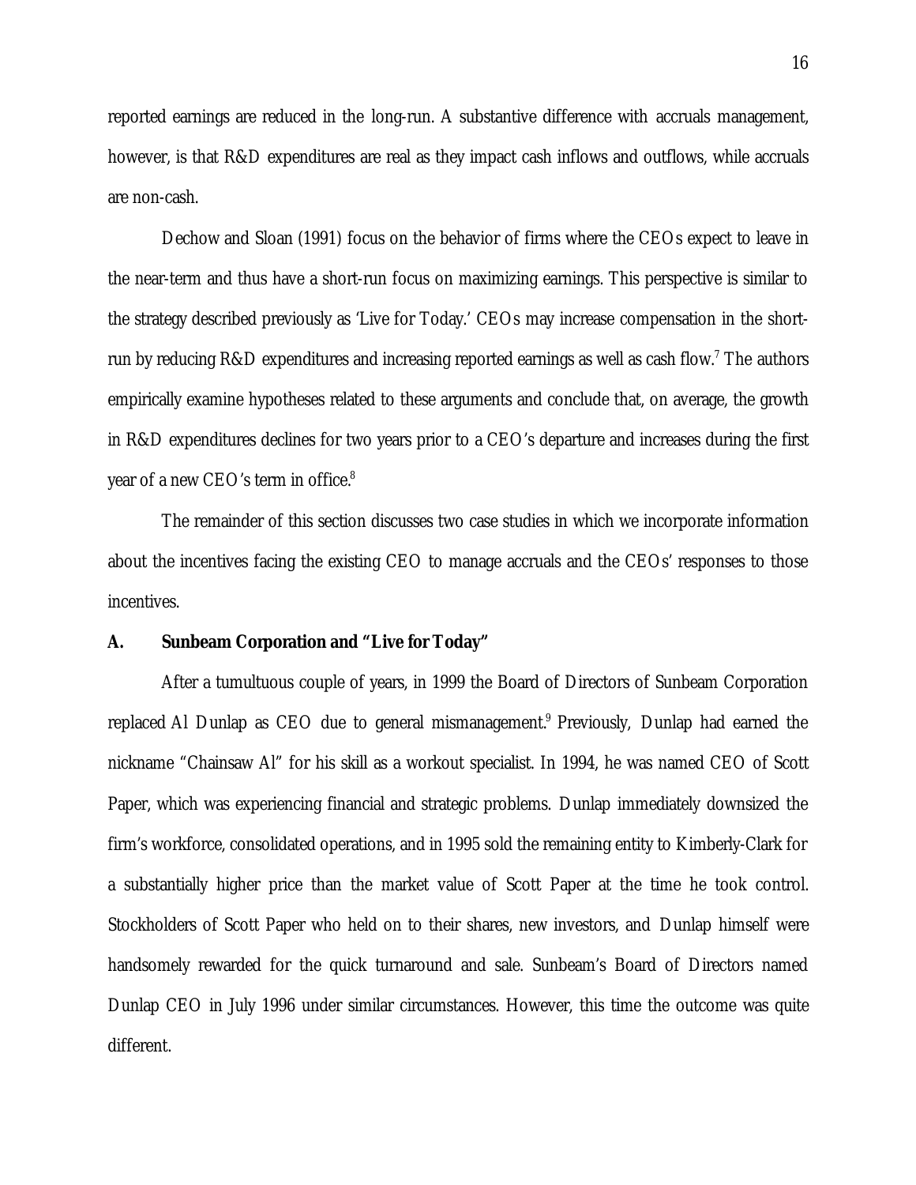reported earnings are reduced in the long-run. A substantive difference with accruals management, however, is that R&D expenditures are real as they impact cash inflows and outflows, while accruals are non-cash.

Dechow and Sloan (1991) focus on the behavior of firms where the CEOs expect to leave in the near-term and thus have a short-run focus on maximizing earnings. This perspective is similar to the strategy described previously as 'Live for Today.' CEOs may increase compensation in the short-run by reducing R&D expenditures and increasing reported earnings as well as cash flow.[7] The authors empirically examine hypotheses related to these arguments and conclude that, on average, the growth in R&D expenditures declines for two years prior to a CEO's departure and increases during the first year of a new CEO's term in office.[8]

The remainder of this section discusses two case studies in which we incorporate information about the incentives facing the existing CEO to manage accruals and the CEOs' responses to those incentives.

### A. Sunbeam Corporation and "Live for Today"

After a tumultuous couple of years, in 1999 the Board of Directors of Sunbeam Corporation replaced Al Dunlap as CEO due to general mismanagement.[9] Previously, Dunlap had earned the nickname "Chainsaw Al" for his skill as a workout specialist. In 1994, he was named CEO of Scott Paper, which was experiencing financial and strategic problems. Dunlap immediately downsized the firm's workforce, consolidated operations, and in 1995 sold the remaining entity to Kimberly-Clark for a substantially higher price than the market value of Scott Paper at the time he took control. Stockholders of Scott Paper who held on to their shares, new investors, and Dunlap himself were handsomely rewarded for the quick turnaround and sale. Sunbeam's Board of Directors named Dunlap CEO in July 1996 under similar circumstances. However, this time the outcome was quite different.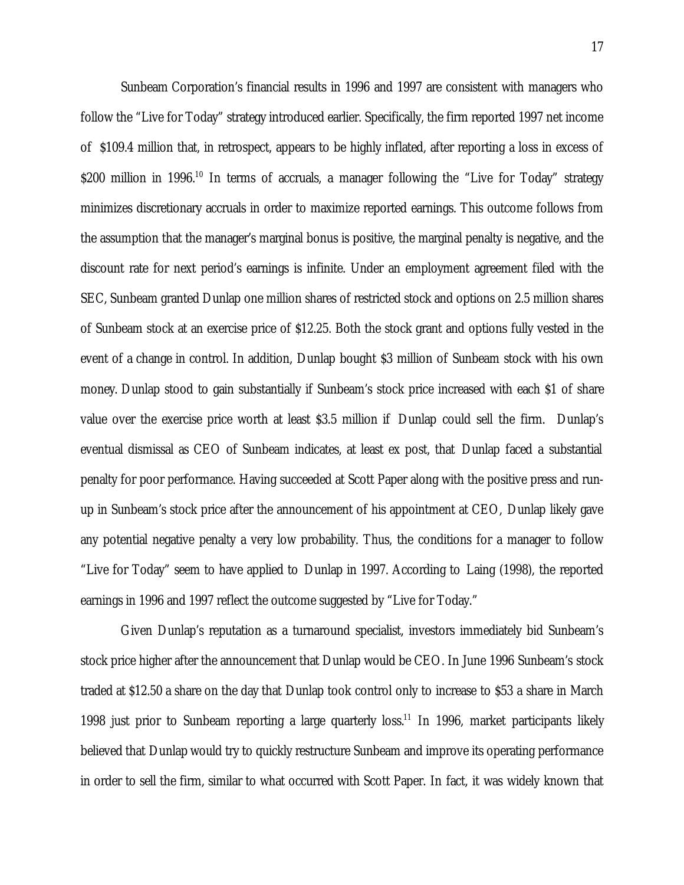Sunbeam Corporation's financial results in 1996 and 1997 are consistent with managers who follow the "Live for Today" strategy introduced earlier. Specifically, the firm reported 1997 net income of $109.4 million that, in retrospect, appears to be highly inflated, after reporting a loss in excess of $200 million in 1996.[10] In terms of accruals, a manager following the "Live for Today" strategy minimizes discretionary accruals in order to maximize reported earnings. This outcome follows from the assumption that the manager's marginal bonus is positive, the marginal penalty is negative, and the discount rate for next period's earnings is infinite. Under an employment agreement filed with the SEC, Sunbeam granted Dunlap one million shares of restricted stock and options on 2.5 million shares of Sunbeam stock at an exercise price of $12.25. Both the stock grant and options fully vested in the event of a change in control. In addition, Dunlap bought $3 million of Sunbeam stock with his own money. Dunlap stood to gain substantially if Sunbeam's stock price increased with each $1 of share value over the exercise price worth at least $3.5 million if Dunlap could sell the firm. Dunlap's eventual dismissal as CEO of Sunbeam indicates, at least ex post, that Dunlap faced a substantial penalty for poor performance. Having succeeded at Scott Paper along with the positive press and run-up in Sunbeam's stock price after the announcement of his appointment at CEO, Dunlap likely gave any potential negative penalty a very low probability. Thus, the conditions for a manager to follow "Live for Today" seem to have applied to Dunlap in 1997. According to Laing (1998), the reported earnings in 1996 and 1997 reflect the outcome suggested by "Live for Today."

Given Dunlap's reputation as a turnaround specialist, investors immediately bid Sunbeam's stock price higher after the announcement that Dunlap would be CEO. In June 1996 Sunbeam's stock traded at $12.50 a share on the day that Dunlap took control only to increase to $53 a share in March 1998 just prior to Sunbeam reporting a large quarterly loss.[11] In 1996, market participants likely believed that Dunlap would try to quickly restructure Sunbeam and improve its operating performance in order to sell the firm, similar to what occurred with Scott Paper. In fact, it was widely known that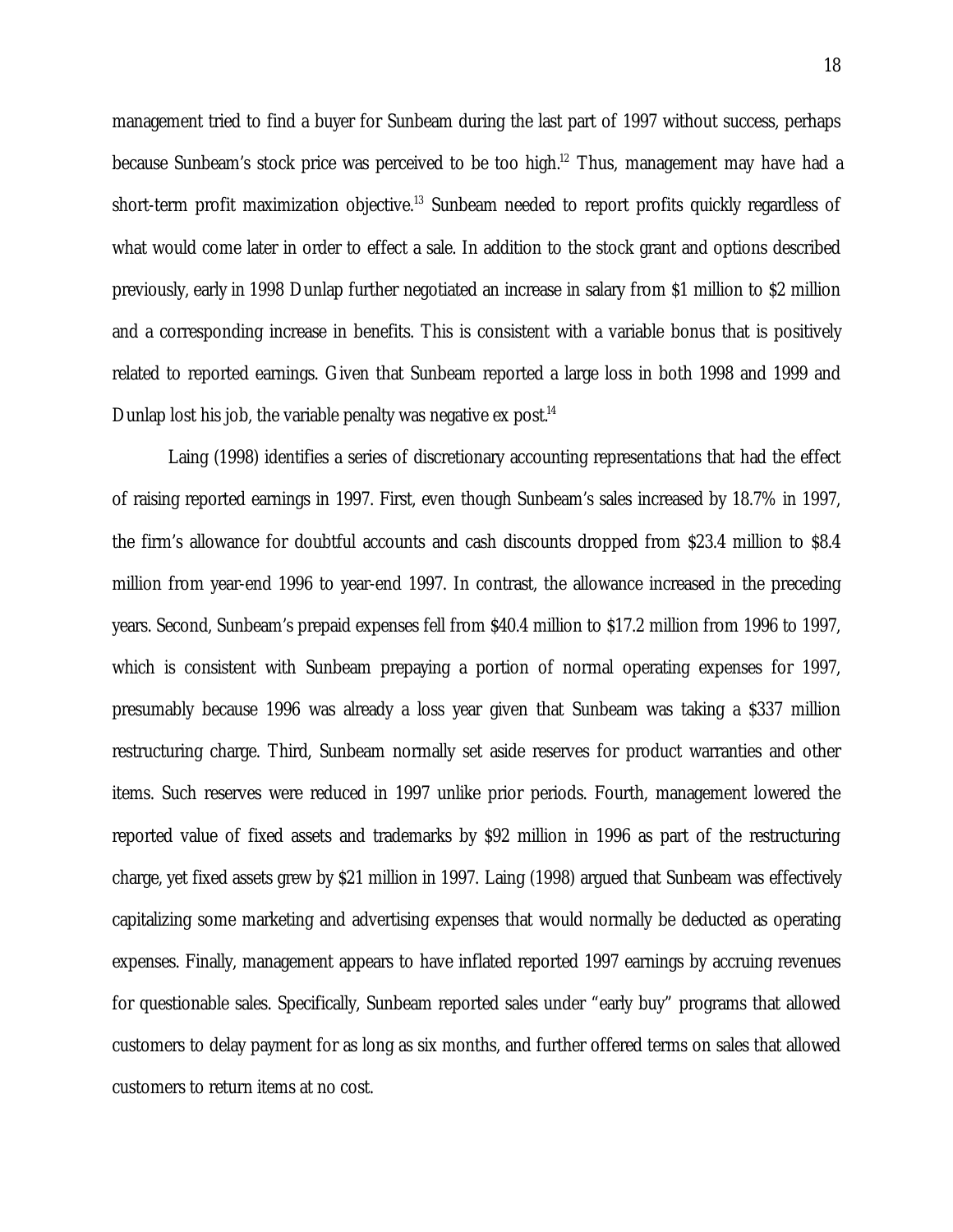management tried to find a buyer for Sunbeam during the last part of 1997 without success, perhaps because Sunbeam's stock price was perceived to be too high.[12] Thus, management may have had a short-term profit maximization objective.[13] Sunbeam needed to report profits quickly regardless of what would come later in order to effect a sale. In addition to the stock grant and options described previously, early in 1998 Dunlap further negotiated an increase in salary from $1 million to $2 million and a corresponding increase in benefits. This is consistent with a variable bonus that is positively related to reported earnings. Given that Sunbeam reported a large loss in both 1998 and 1999 and Dunlap lost his job, the variable penalty was negative ex post.[14]

Laing (1998) identifies a series of discretionary accounting representations that had the effect of raising reported earnings in 1997. First, even though Sunbeam's sales increased by 18.7% in 1997, the firm's allowance for doubtful accounts and cash discounts dropped from $23.4 million to $8.4 million from year-end 1996 to year-end 1997. In contrast, the allowance increased in the preceding years. Second, Sunbeam's prepaid expenses fell from $40.4 million to $17.2 million from 1996 to 1997, which is consistent with Sunbeam prepaying a portion of normal operating expenses for 1997, presumably because 1996 was already a loss year given that Sunbeam was taking a $337 million restructuring charge. Third, Sunbeam normally set aside reserves for product warranties and other items. Such reserves were reduced in 1997 unlike prior periods. Fourth, management lowered the reported value of fixed assets and trademarks by $92 million in 1996 as part of the restructuring charge, yet fixed assets grew by $21 million in 1997. Laing (1998) argued that Sunbeam was effectively capitalizing some marketing and advertising expenses that would normally be deducted as operating expenses. Finally, management appears to have inflated reported 1997 earnings by accruing revenues for questionable sales. Specifically, Sunbeam reported sales under "early buy" programs that allowed customers to delay payment for as long as six months, and further offered terms on sales that allowed customers to return items at no cost.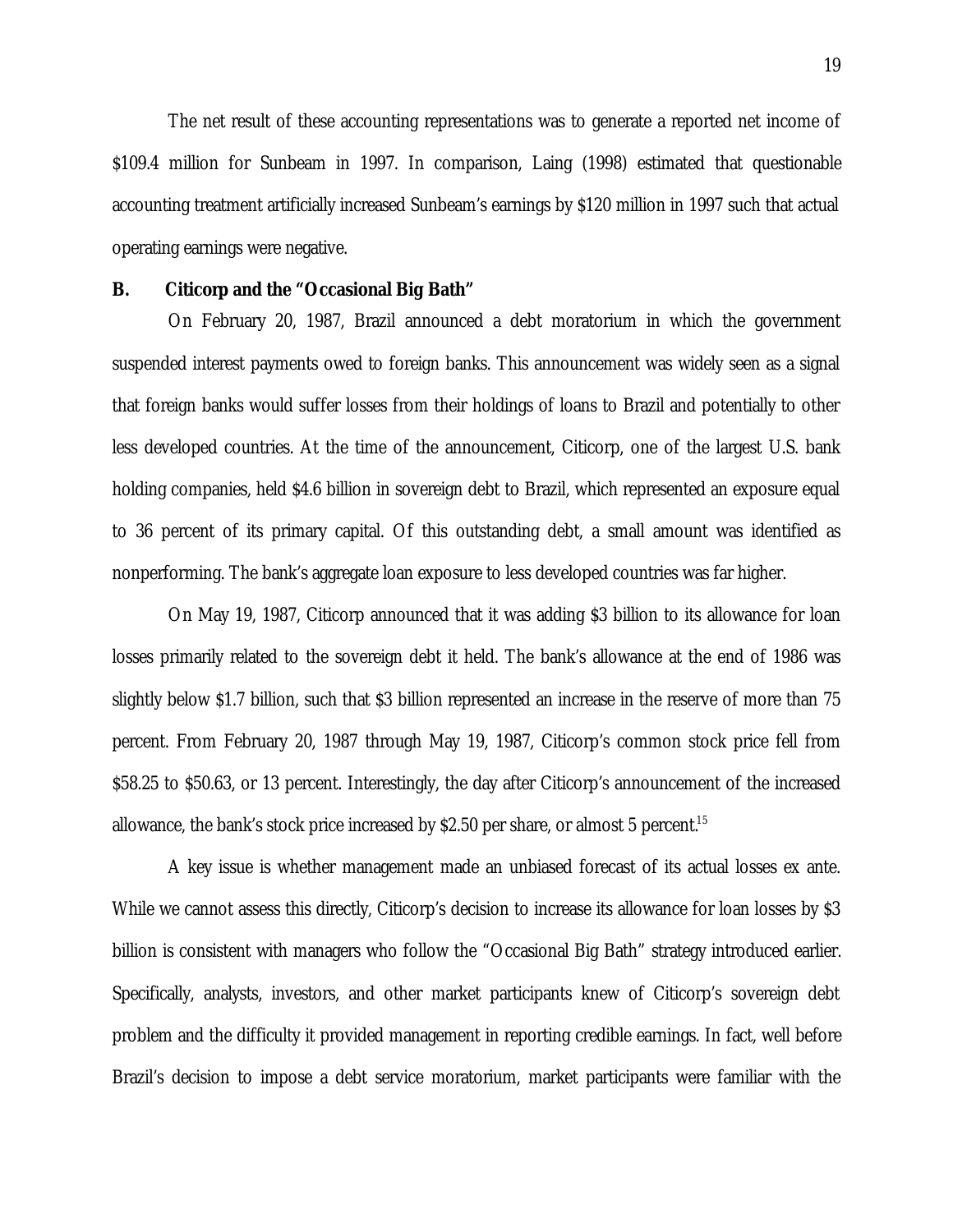The net result of these accounting representations was to generate a reported net income of $109.4 million for Sunbeam in 1997. In comparison, Laing (1998) estimated that questionable accounting treatment artificially increased Sunbeam's earnings by $120 million in 1997 such that actual operating earnings were negative.

### B. Citicorp and the "Occasional Big Bath"

On February 20, 1987, Brazil announced a debt moratorium in which the government suspended interest payments owed to foreign banks. This announcement was widely seen as a signal that foreign banks would suffer losses from their holdings of loans to Brazil and potentially to other less developed countries. At the time of the announcement, Citicorp, one of the largest U.S. bank holding companies, held $4.6 billion in sovereign debt to Brazil, which represented an exposure equal to 36 percent of its primary capital. Of this outstanding debt, a small amount was identified as nonperforming. The bank's aggregate loan exposure to less developed countries was far higher.

On May 19, 1987, Citicorp announced that it was adding $3 billion to its allowance for loan losses primarily related to the sovereign debt it held. The bank's allowance at the end of 1986 was slightly below $1.7 billion, such that $3 billion represented an increase in the reserve of more than 75 percent. From February 20, 1987 through May 19, 1987, Citicorp's common stock price fell from $58.25 to $50.63, or 13 percent. Interestingly, the day after Citicorp's announcement of the increased allowance, the bank's stock price increased by $2.50 per share, or almost 5 percent.[15]

A key issue is whether management made an unbiased forecast of its actual losses ex ante. While we cannot assess this directly, Citicorp's decision to increase its allowance for loan losses by $3 billion is consistent with managers who follow the "Occasional Big Bath" strategy introduced earlier. Specifically, analysts, investors, and other market participants knew of Citicorp's sovereign debt problem and the difficulty it provided management in reporting credible earnings. In fact, well before Brazil's decision to impose a debt service moratorium, market participants were familiar with the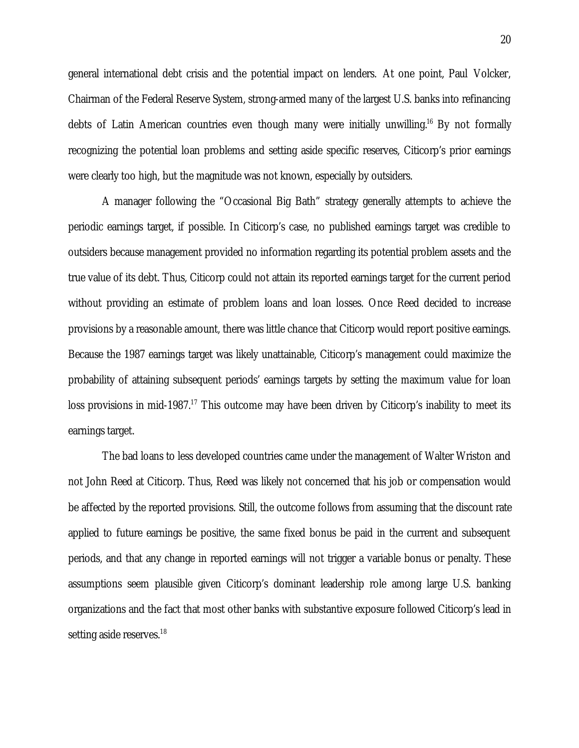general international debt crisis and the potential impact on lenders. At one point, Paul Volcker, Chairman of the Federal Reserve System, strong-armed many of the largest U.S. banks into refinancing debts of Latin American countries even though many were initially unwilling.[16] By not formally recognizing the potential loan problems and setting aside specific reserves, Citicorp's prior earnings were clearly too high, but the magnitude was not known, especially by outsiders.

A manager following the "Occasional Big Bath" strategy generally attempts to achieve the periodic earnings target, if possible. In Citicorp's case, no published earnings target was credible to outsiders because management provided no information regarding its potential problem assets and the true value of its debt. Thus, Citicorp could not attain its reported earnings target for the current period without providing an estimate of problem loans and loan losses. Once Reed decided to increase provisions by a reasonable amount, there was little chance that Citicorp would report positive earnings. Because the 1987 earnings target was likely unattainable, Citicorp's management could maximize the probability of attaining subsequent periods' earnings targets by setting the maximum value for loan loss provisions in mid-1987.[17] This outcome may have been driven by Citicorp's inability to meet its earnings target.

The bad loans to less developed countries came under the management of Walter Wriston and not John Reed at Citicorp. Thus, Reed was likely not concerned that his job or compensation would be affected by the reported provisions. Still, the outcome follows from assuming that the discount rate applied to future earnings be positive, the same fixed bonus be paid in the current and subsequent periods, and that any change in reported earnings will not trigger a variable bonus or penalty. These assumptions seem plausible given Citicorp's dominant leadership role among large U.S. banking organizations and the fact that most other banks with substantive exposure followed Citicorp's lead in setting aside reserves.[18]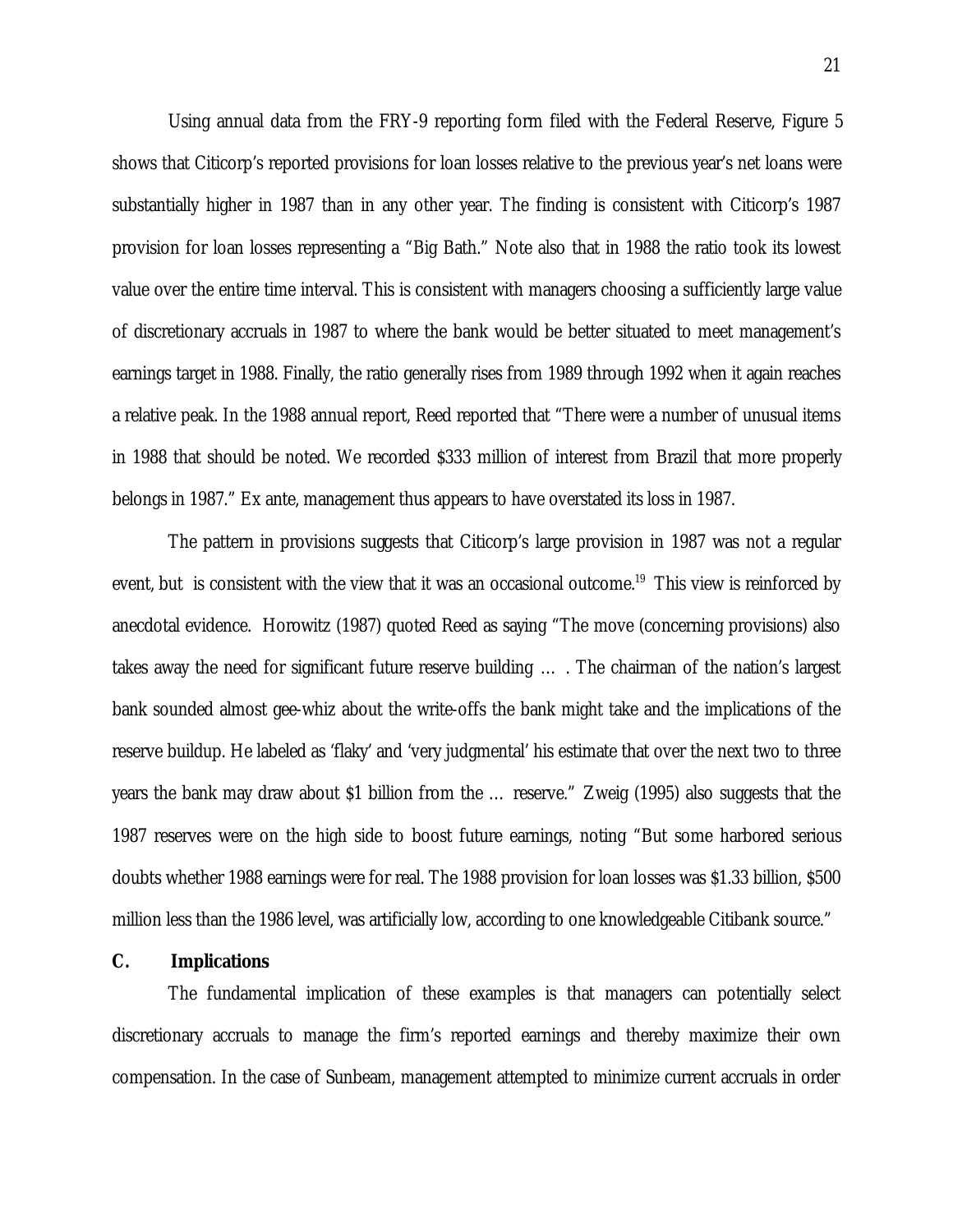Using annual data from the FRY-9 reporting form filed with the Federal Reserve, Figure 5 shows that Citicorp's reported provisions for loan losses relative to the previous year's net loans were substantially higher in 1987 than in any other year. The finding is consistent with Citicorp's 1987 provision for loan losses representing a "Big Bath." Note also that in 1988 the ratio took its lowest value over the entire time interval. This is consistent with managers choosing a sufficiently large value of discretionary accruals in 1987 to where the bank would be better situated to meet management's earnings target in 1988. Finally, the ratio generally rises from 1989 through 1992 when it again reaches a relative peak. In the 1988 annual report, Reed reported that "There were a number of unusual items in 1988 that should be noted. We recorded $333 million of interest from Brazil that more properly belongs in 1987." Ex ante, management thus appears to have overstated its loss in 1987.

The pattern in provisions suggests that Citicorp's large provision in 1987 was not a regular event, but is consistent with the view that it was an occasional outcome.[19] This view is reinforced by anecdotal evidence. Horowitz (1987) quoted Reed as saying "The move (concerning provisions) also takes away the need for significant future reserve building … . The chairman of the nation's largest bank sounded almost gee-whiz about the write-offs the bank might take and the implications of the reserve buildup. He labeled as 'flaky' and 'very judgmental' his estimate that over the next two to three years the bank may draw about $1 billion from the … reserve." Zweig (1995) also suggests that the 1987 reserves were on the high side to boost future earnings, noting "But some harbored serious doubts whether 1988 earnings were for real. The 1988 provision for loan losses was $1.33 billion, $500 million less than the 1986 level, was artificially low, according to one knowledgeable Citibank source."

### C. Implications

The fundamental implication of these examples is that managers can potentially select discretionary accruals to manage the firm's reported earnings and thereby maximize their own compensation. In the case of Sunbeam, management attempted to minimize current accruals in order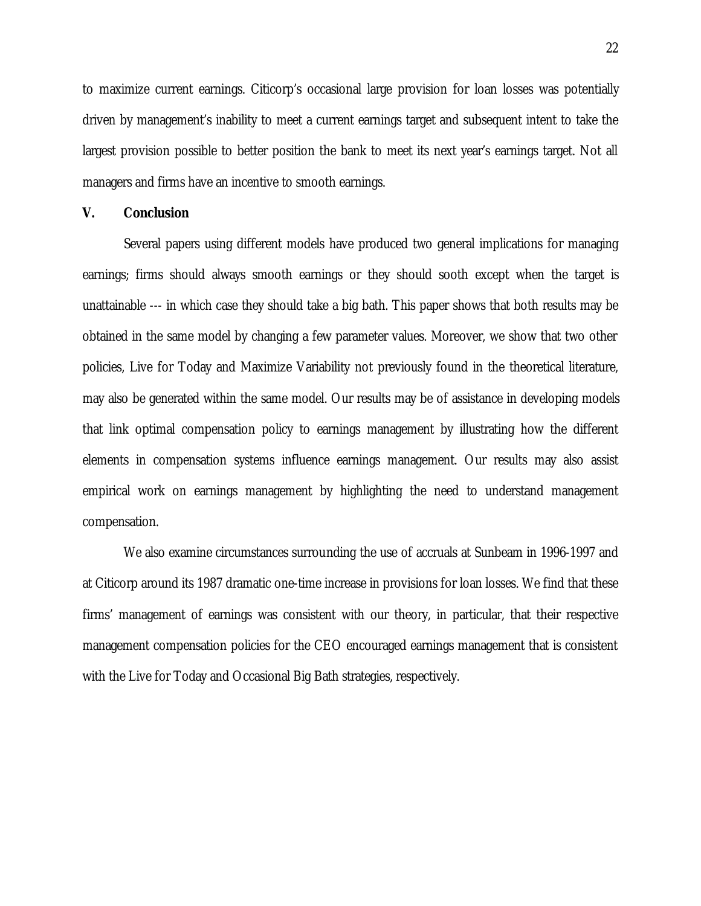to maximize current earnings. Citicorp's occasional large provision for loan losses was potentially driven by management's inability to meet a current earnings target and subsequent intent to take the largest provision possible to better position the bank to meet its next year's earnings target. Not all managers and firms have an incentive to smooth earnings.

## V. Conclusion

Several papers using different models have produced two general implications for managing earnings; firms should always smooth earnings or they should sooth except when the target is unattainable --- in which case they should take a big bath. This paper shows that both results may be obtained in the same model by changing a few parameter values. Moreover, we show that two other policies, Live for Today and Maximize Variability not previously found in the theoretical literature, may also be generated within the same model. Our results may be of assistance in developing models that link optimal compensation policy to earnings management by illustrating how the different elements in compensation systems influence earnings management. Our results may also assist empirical work on earnings management by highlighting the need to understand management compensation.

We also examine circumstances surrounding the use of accruals at Sunbeam in 1996-1997 and at Citicorp around its 1987 dramatic one-time increase in provisions for loan losses. We find that these firms' management of earnings was consistent with our theory, in particular, that their respective management compensation policies for the CEO encouraged earnings management that is consistent with the Live for Today and Occasional Big Bath strategies, respectively.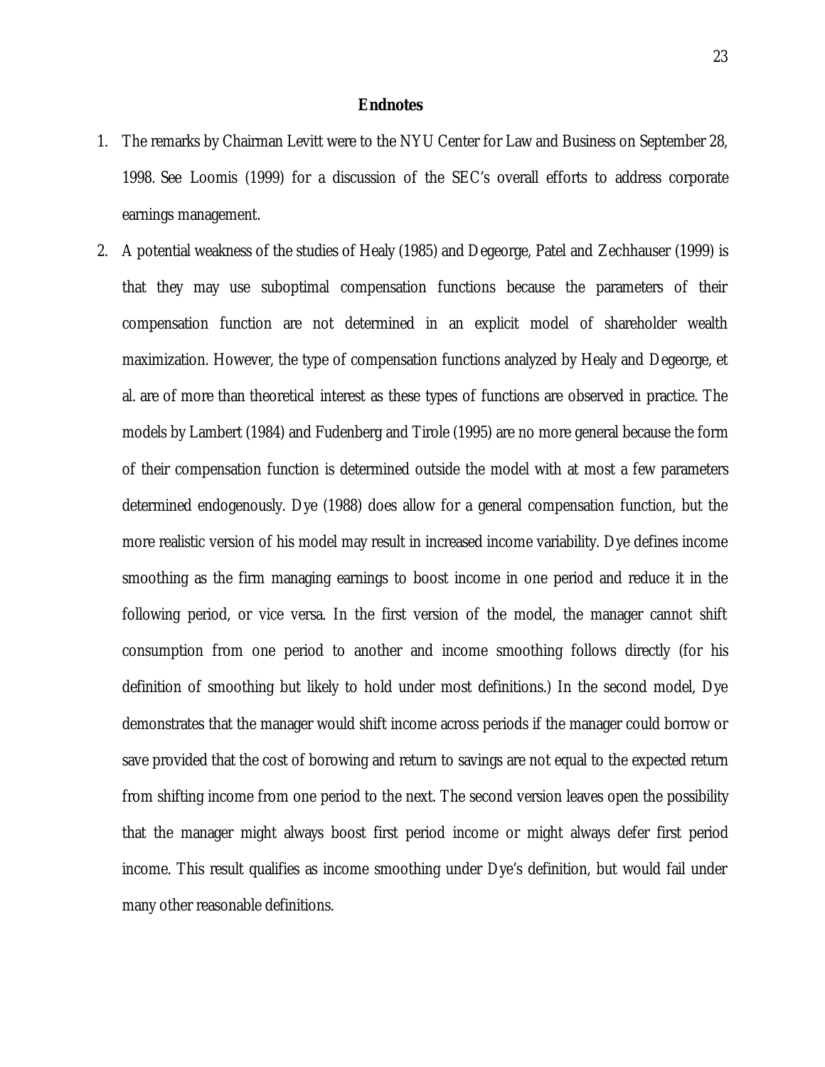## Endnotes

1. The remarks by Chairman Levitt were to the NYU Center for Law and Business on September 28, 1998. See Loomis (1999) for a discussion of the SEC's overall efforts to address corporate earnings management.

2. A potential weakness of the studies of Healy (1985) and Degeorge, Patel and Zechhauser (1999) is that they may use suboptimal compensation functions because the parameters of their compensation function are not determined in an explicit model of shareholder wealth maximization. However, the type of compensation functions analyzed by Healy and Degeorge, et al. are of more than theoretical interest as these types of functions are observed in practice. The models by Lambert (1984) and Fudenberg and Tirole (1995) are no more general because the form of their compensation function is determined outside the model with at most a few parameters determined endogenously. Dye (1988) does allow for a general compensation function, but the more realistic version of his model may result in increased income variability. Dye defines income smoothing as the firm managing earnings to boost income in one period and reduce it in the following period, or vice versa. In the first version of the model, the manager cannot shift consumption from one period to another and income smoothing follows directly (for his definition of smoothing but likely to hold under most definitions.) In the second model, Dye demonstrates that the manager would shift income across periods if the manager could borrow or save provided that the cost of borowing and return to savings are not equal to the expected return from shifting income from one period to the next. The second version leaves open the possibility that the manager might always boost first period income or might always defer first period income. This result qualifies as income smoothing under Dye's definition, but would fail under many other reasonable definitions.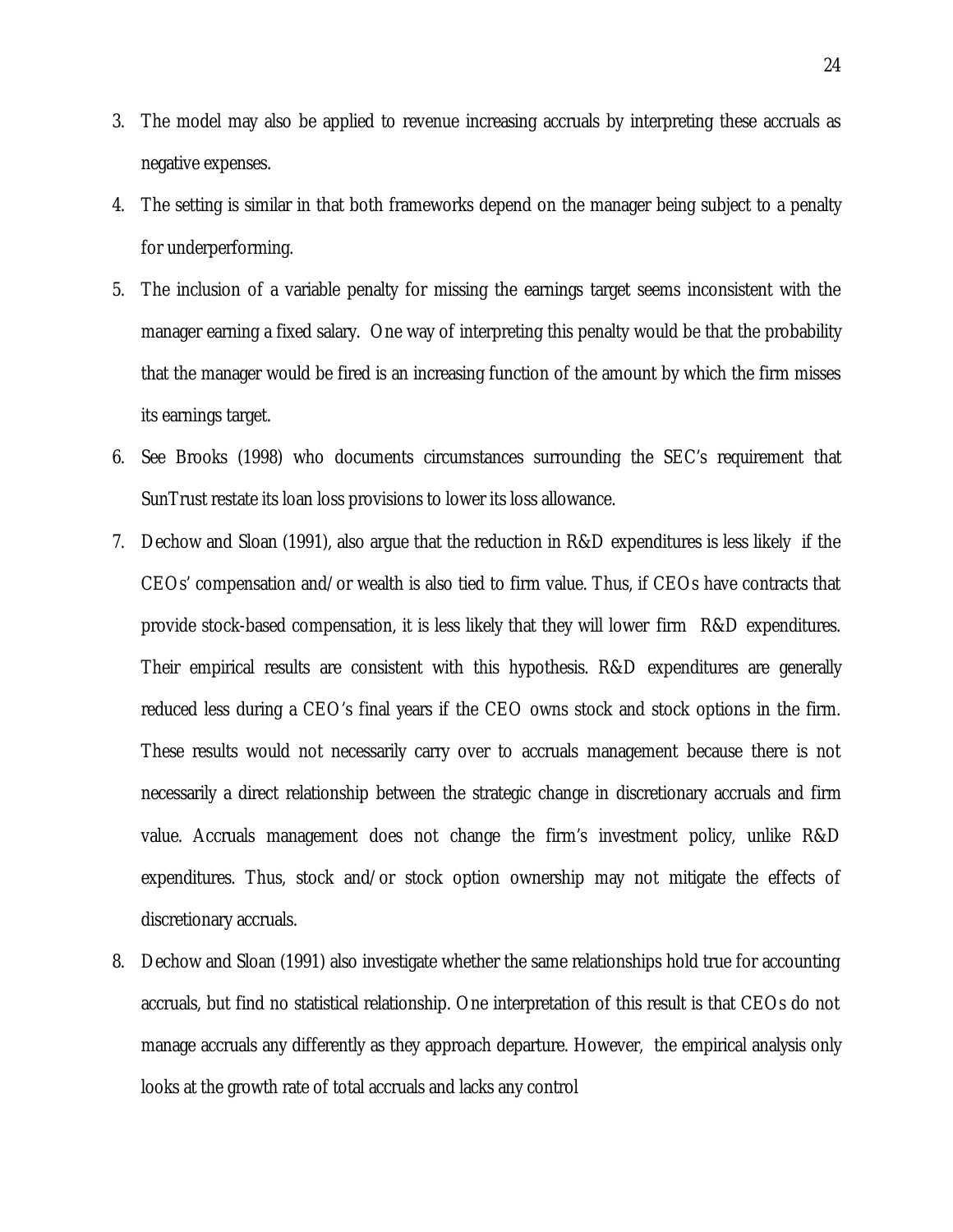3. The model may also be applied to revenue increasing accruals by interpreting these accruals as negative expenses.

4. The setting is similar in that both frameworks depend on the manager being subject to a penalty for underperforming.

5. The inclusion of a variable penalty for missing the earnings target seems inconsistent with the manager earning a fixed salary. One way of interpreting this penalty would be that the probability that the manager would be fired is an increasing function of the amount by which the firm misses its earnings target.

6. See Brooks (1998) who documents circumstances surrounding the SEC's requirement that SunTrust restate its loan loss provisions to lower its loss allowance.

7. Dechow and Sloan (1991), also argue that the reduction in R&D expenditures is less likely if the CEOs' compensation and/or wealth is also tied to firm value. Thus, if CEOs have contracts that provide stock-based compensation, it is less likely that they will lower firm R&D expenditures. Their empirical results are consistent with this hypothesis. R&D expenditures are generally reduced less during a CEO's final years if the CEO owns stock and stock options in the firm. These results would not necessarily carry over to accruals management because there is not necessarily a direct relationship between the strategic change in discretionary accruals and firm value. Accruals management does not change the firm's investment policy, unlike R&D expenditures. Thus, stock and/or stock option ownership may not mitigate the effects of discretionary accruals.

8. Dechow and Sloan (1991) also investigate whether the same relationships hold true for accounting accruals, but find no statistical relationship. One interpretation of this result is that CEOs do not manage accruals any differently as they approach departure. However, the empirical analysis only looks at the growth rate of total accruals and lacks any control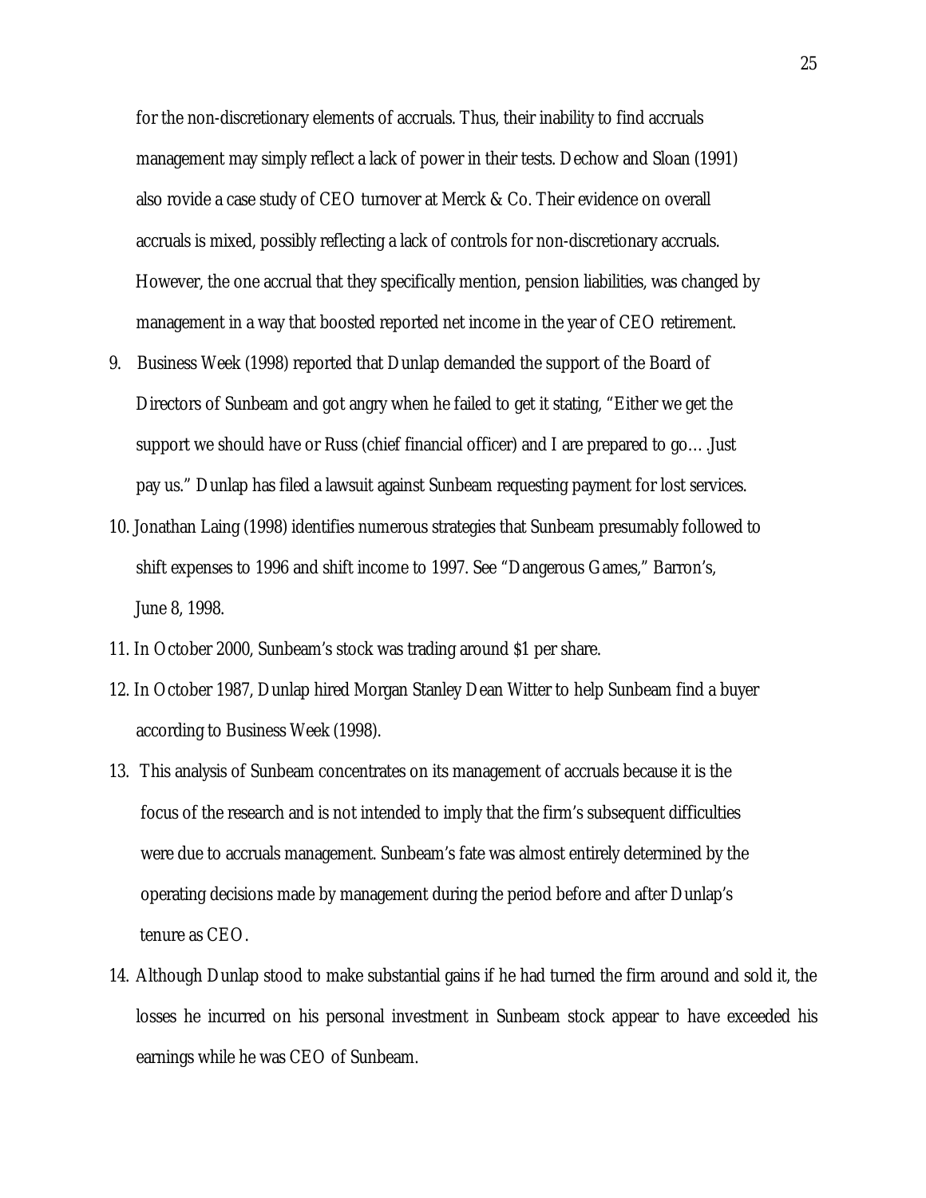for the non-discretionary elements of accruals. Thus, their inability to find accruals management may simply reflect a lack of power in their tests. Dechow and Sloan (1991) also rovide a case study of CEO turnover at Merck & Co. Their evidence on overall accruals is mixed, possibly reflecting a lack of controls for non-discretionary accruals. However, the one accrual that they specifically mention, pension liabilities, was changed by management in a way that boosted reported net income in the year of CEO retirement.

9. Business Week (1998) reported that Dunlap demanded the support of the Board of Directors of Sunbeam and got angry when he failed to get it stating, "Either we get the support we should have or Russ (chief financial officer) and I are prepared to go… .Just pay us." Dunlap has filed a lawsuit against Sunbeam requesting payment for lost services.
10. Jonathan Laing (1998) identifies numerous strategies that Sunbeam presumably followed to shift expenses to 1996 and shift income to 1997. See "Dangerous Games," Barron's, June 8, 1998.
11. In October 2000, Sunbeam's stock was trading around $1 per share.
12. In October 1987, Dunlap hired Morgan Stanley Dean Witter to help Sunbeam find a buyer according to Business Week (1998).
13. This analysis of Sunbeam concentrates on its management of accruals because it is the focus of the research and is not intended to imply that the firm's subsequent difficulties were due to accruals management. Sunbeam's fate was almost entirely determined by the operating decisions made by management during the period before and after Dunlap's tenure as CEO.
14. Although Dunlap stood to make substantial gains if he had turned the firm around and sold it, the losses he incurred on his personal investment in Sunbeam stock appear to have exceeded his earnings while he was CEO of Sunbeam.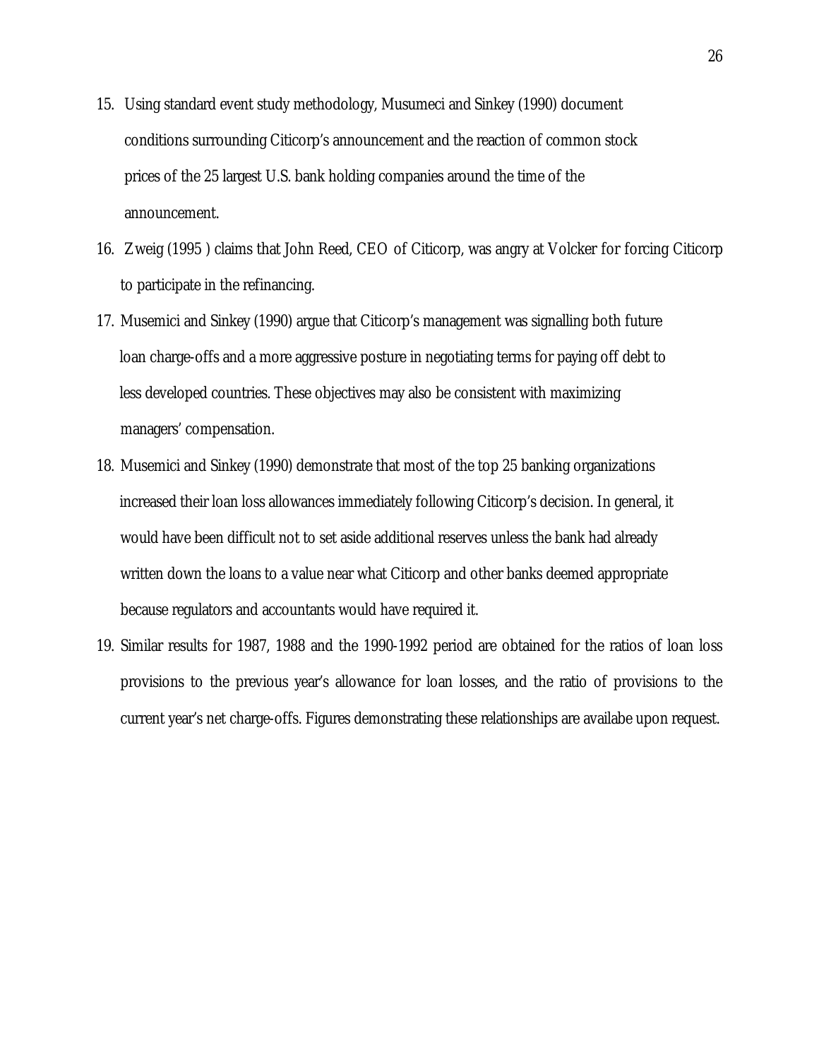15. Using standard event study methodology, Musumeci and Sinkey (1990) document conditions surrounding Citicorp's announcement and the reaction of common stock prices of the 25 largest U.S. bank holding companies around the time of the announcement.
16. Zweig (1995 ) claims that John Reed, CEO of Citicorp, was angry at Volcker for forcing Citicorp to participate in the refinancing.
17. Musemici and Sinkey (1990) argue that Citicorp's management was signalling both future loan charge-offs and a more aggressive posture in negotiating terms for paying off debt to less developed countries. These objectives may also be consistent with maximizing managers' compensation.
18. Musemici and Sinkey (1990) demonstrate that most of the top 25 banking organizations increased their loan loss allowances immediately following Citicorp's decision. In general, it would have been difficult not to set aside additional reserves unless the bank had already written down the loans to a value near what Citicorp and other banks deemed appropriate because regulators and accountants would have required it.
19. Similar results for 1987, 1988 and the 1990-1992 period are obtained for the ratios of loan loss provisions to the previous year's allowance for loan losses, and the ratio of provisions to the current year's net charge-offs. Figures demonstrating these relationships are availabe upon request.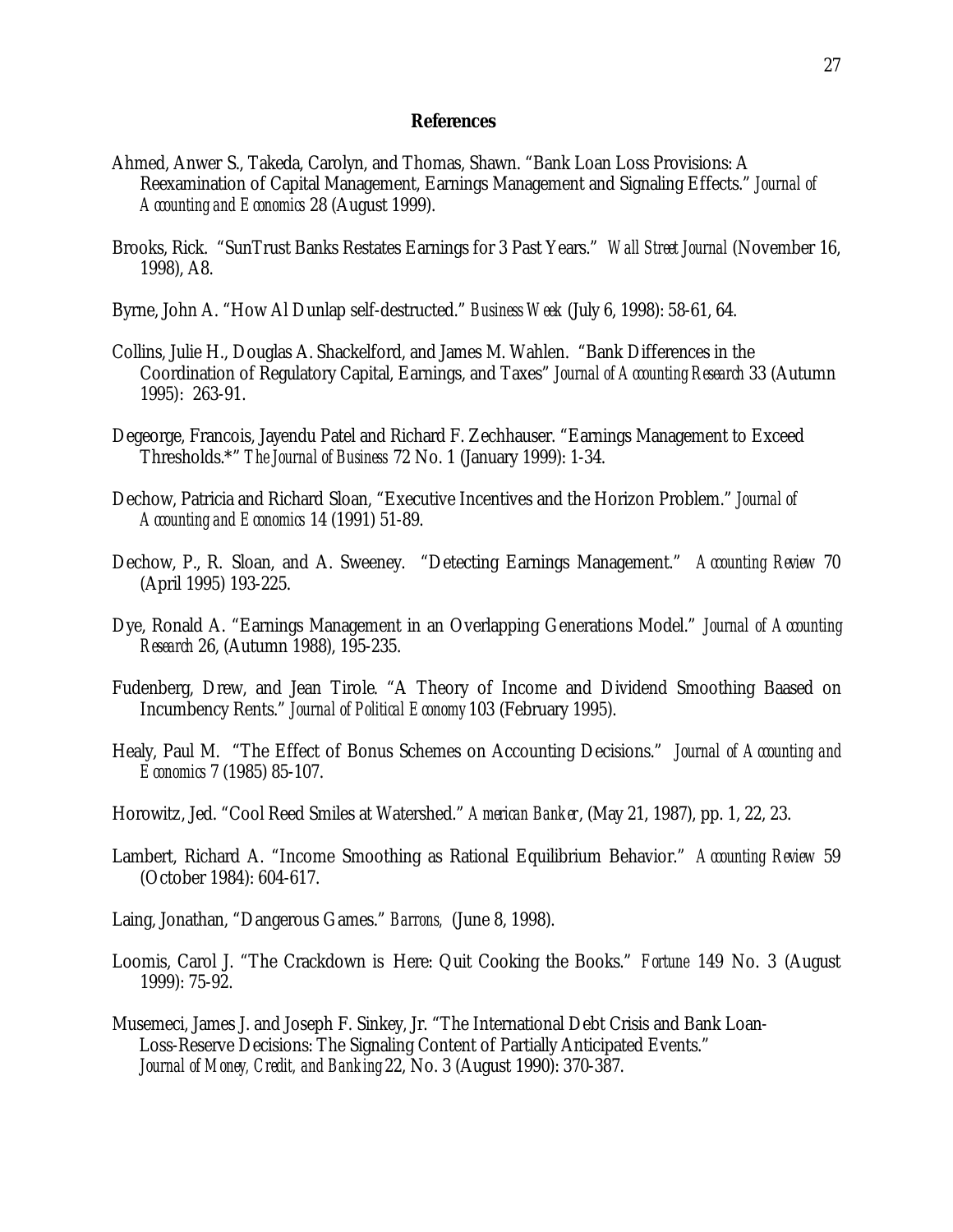## References

Ahmed, Anwer S., Takeda, Carolyn, and Thomas, Shawn. "Bank Loan Loss Provisions: A Reexamination of Capital Management, Earnings Management and Signaling Effects." *Journal of Accounting and Economics* 28 (August 1999).

Brooks, Rick. "SunTrust Banks Restates Earnings for 3 Past Years." *Wall Street Journal* (November 16, 1998), A8.

Byrne, John A. "How Al Dunlap self-destructed." *Business Week* (July 6, 1998): 58-61, 64.

Collins, Julie H., Douglas A. Shackelford, and James M. Wahlen. "Bank Differences in the Coordination of Regulatory Capital, Earnings, and Taxes" *Journal of Accounting Research* 33 (Autumn 1995): 263-91.

Degeorge, Francois, Jayendu Patel and Richard F. Zechhauser. "Earnings Management to Exceed Thresholds.*" *The Journal of Business* 72 No. 1 (January 1999): 1-34.

Dechow, Patricia and Richard Sloan, "Executive Incentives and the Horizon Problem." *Journal of Accounting and Economics* 14 (1991) 51-89.

Dechow, P., R. Sloan, and A. Sweeney. "Detecting Earnings Management." *Accounting Review* 70 (April 1995) 193-225.

Dye, Ronald A. "Earnings Management in an Overlapping Generations Model." *Journal of Accounting Research* 26, (Autumn 1988), 195-235.

Fudenberg, Drew, and Jean Tirole. "A Theory of Income and Dividend Smoothing Baased on Incumbency Rents." *Journal of Political Economy* 103 (February 1995).

Healy, Paul M. "The Effect of Bonus Schemes on Accounting Decisions." *Journal of Accounting and Economics* 7 (1985) 85-107.

Horowitz, Jed. "Cool Reed Smiles at Watershed." *American Banker*, (May 21, 1987), pp. 1, 22, 23.

Lambert, Richard A. "Income Smoothing as Rational Equilibrium Behavior." *Accounting Review* 59 (October 1984): 604-617.

Laing, Jonathan, "Dangerous Games." *Barrons,* (June 8, 1998).

Loomis, Carol J. "The Crackdown is Here: Quit Cooking the Books." *Fortune* 149 No. 3 (August 1999): 75-92.

Musemeci, James J. and Joseph F. Sinkey, Jr. "The International Debt Crisis and Bank Loan-Loss-Reserve Decisions: The Signaling Content of Partially Anticipated Events." *Journal of Money, Credit, and Banking* 22, No. 3 (August 1990): 370-387.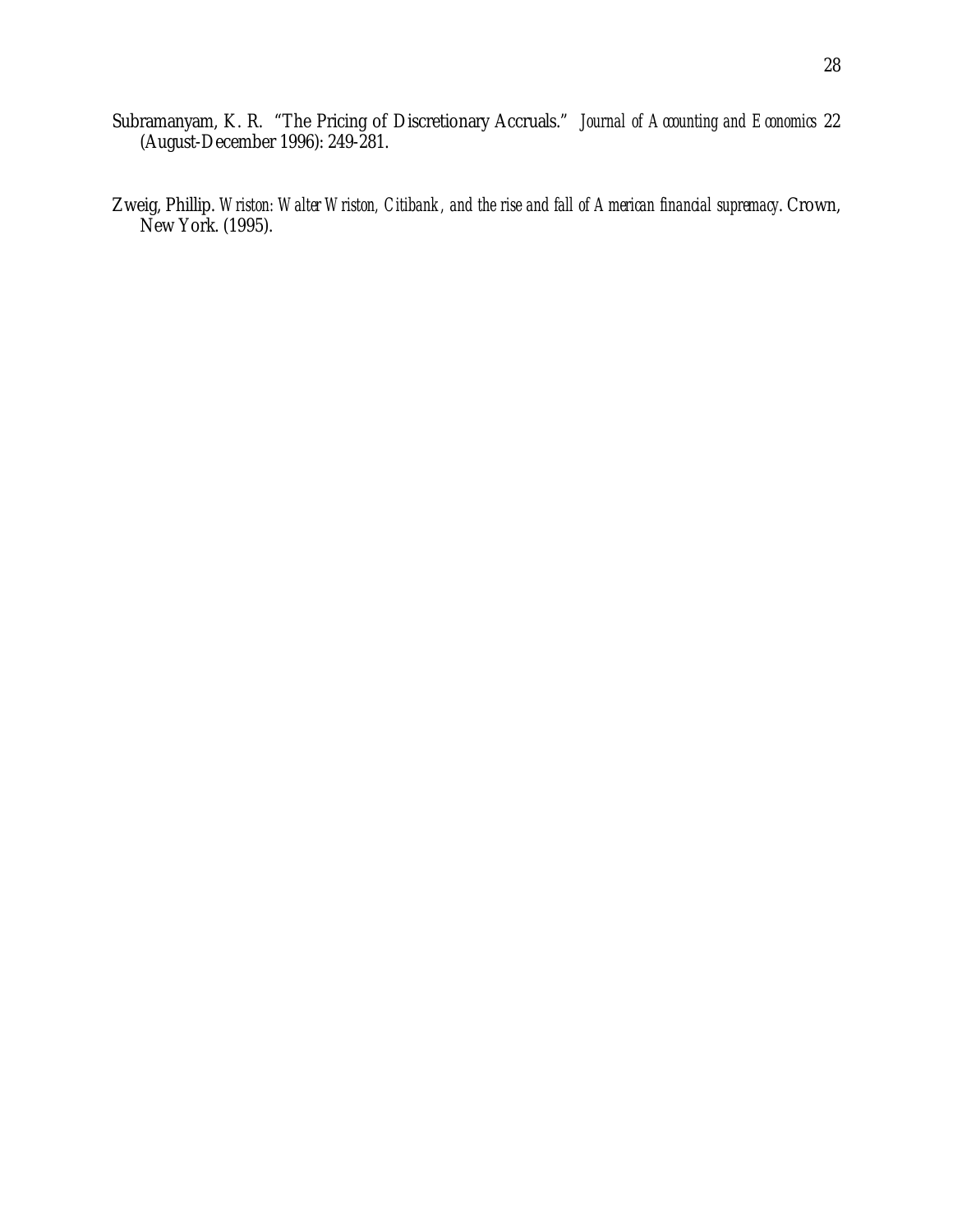Subramanyam, K. R. "The Pricing of Discretionary Accruals." *Journal of Accounting and Economics* 22 (August-December 1996): 249-281.

Zweig, Phillip. *Wriston: Walter Wriston, Citibank, and the rise and fall of American financial supremacy*. Crown, New York. (1995).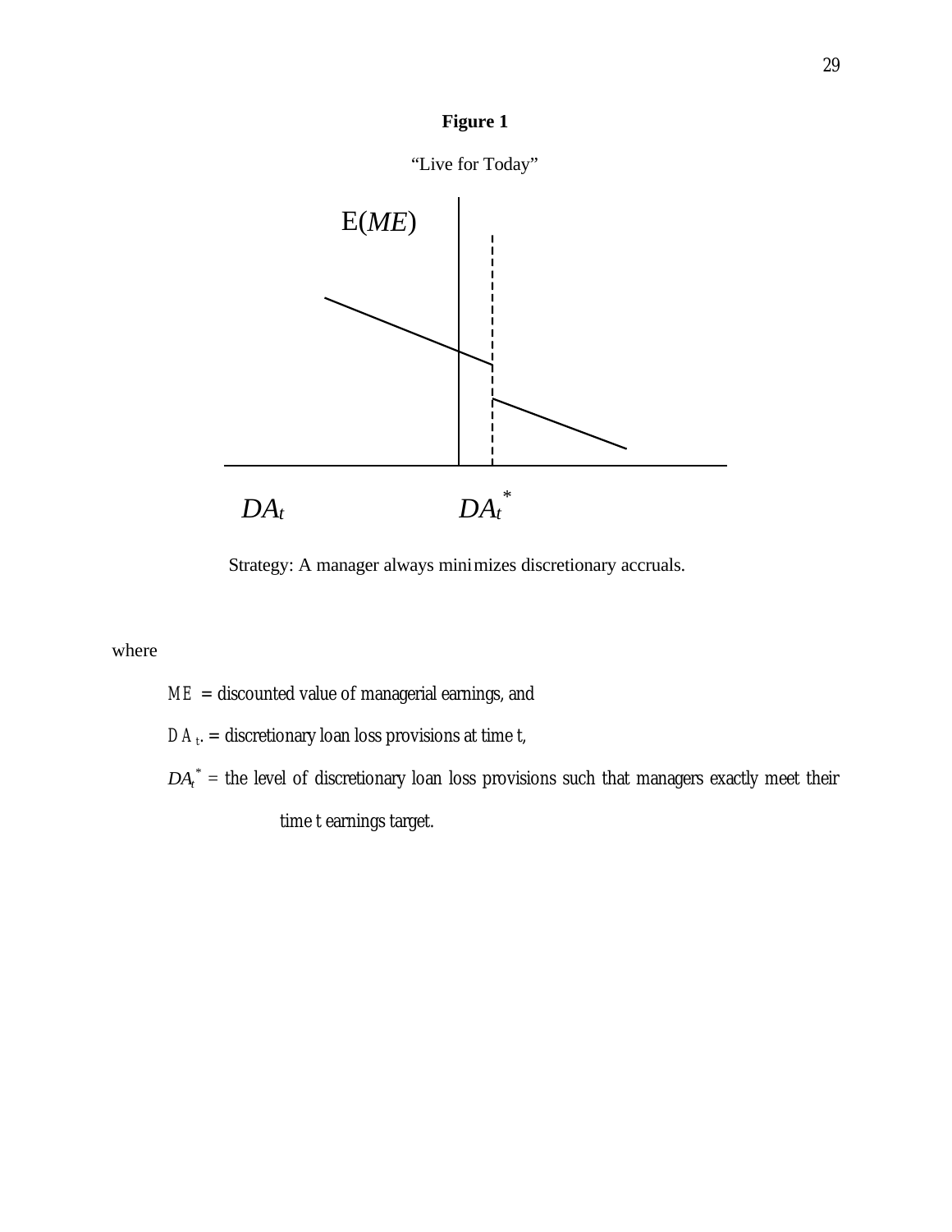**Figure 1**

"Live for Today"

E(*ME*)

$DA_t$

$DA_t^*$

Strategy: A manager always minimizes discretionary accruals.

where

$ME$ = discounted value of managerial earnings, and

$DA_t$. = discretionary loan loss provisions at time t,

$DA_t^*$ = the level of discretionary loan loss provisions such that managers exactly meet their time t earnings target.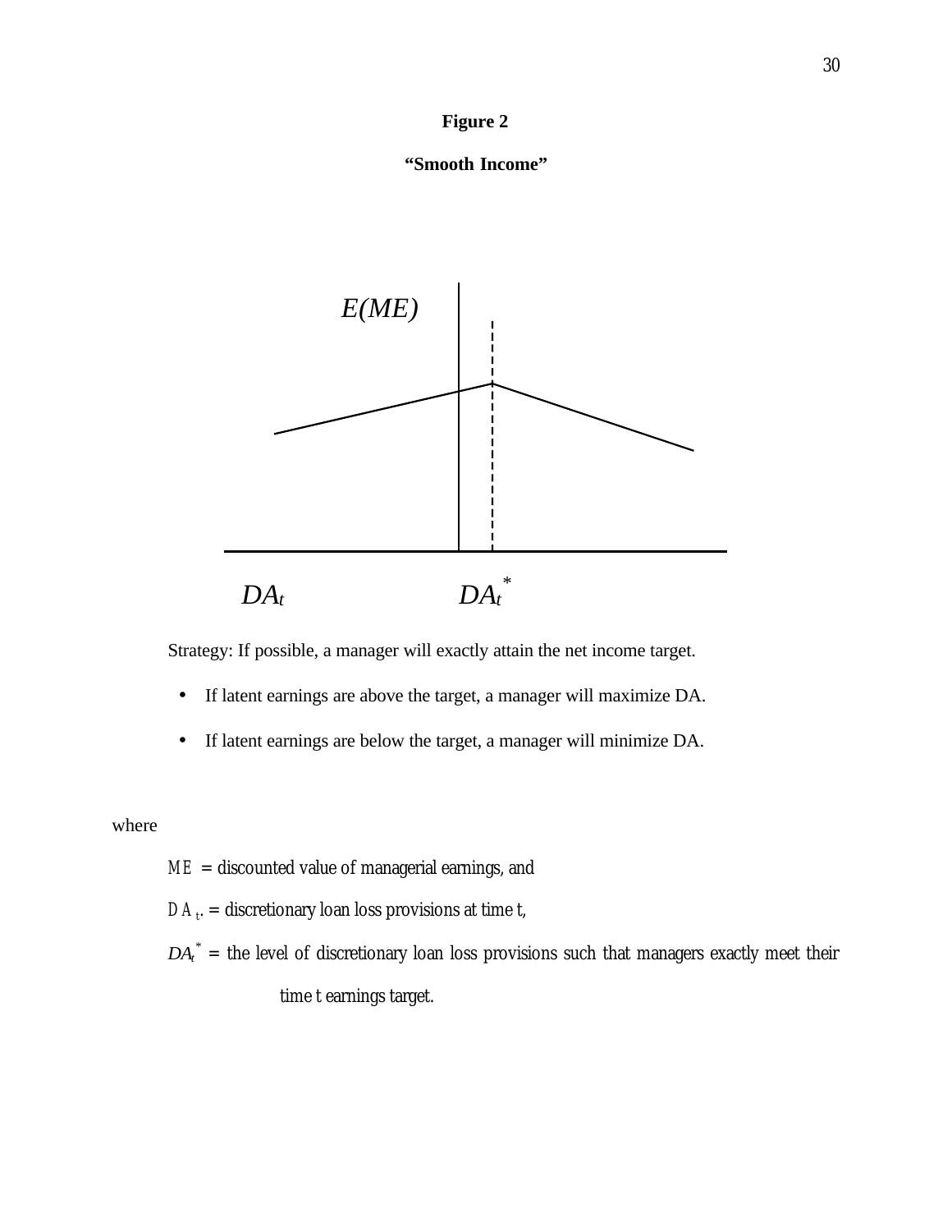**Figure 2**

**"Smooth Income"**

$E(ME)$

$DA_t$ $DA_t^*$

Strategy: If possible, a manager will exactly attain the net income target.

- If latent earnings are above the target, a manager will maximize DA.
- If latent earnings are below the target, a manager will minimize DA.

where

$ME$ = discounted value of managerial earnings, and

$DA_t$. = discretionary loan loss provisions at time t,

$DA_t^*$ = the level of discretionary loan loss provisions such that managers exactly meet their time t earnings target.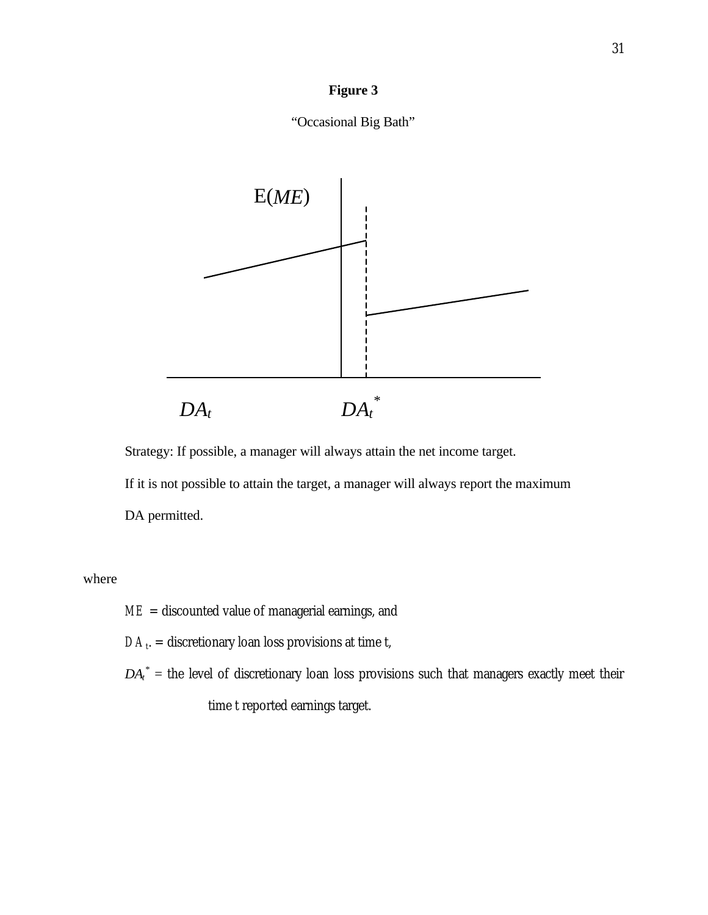**Figure 3**

"Occasional Big Bath"

E(*ME*)

$DA_t$

$DA_t^*$

Strategy: If possible, a manager will always attain the net income target.

If it is not possible to attain the target, a manager will always report the maximum DA permitted.

where

$ME$ = discounted value of managerial earnings, and

$DA_t$. = discretionary loan loss provisions at time t,

$DA_t^*$ = the level of discretionary loan loss provisions such that managers exactly meet their time t reported earnings target.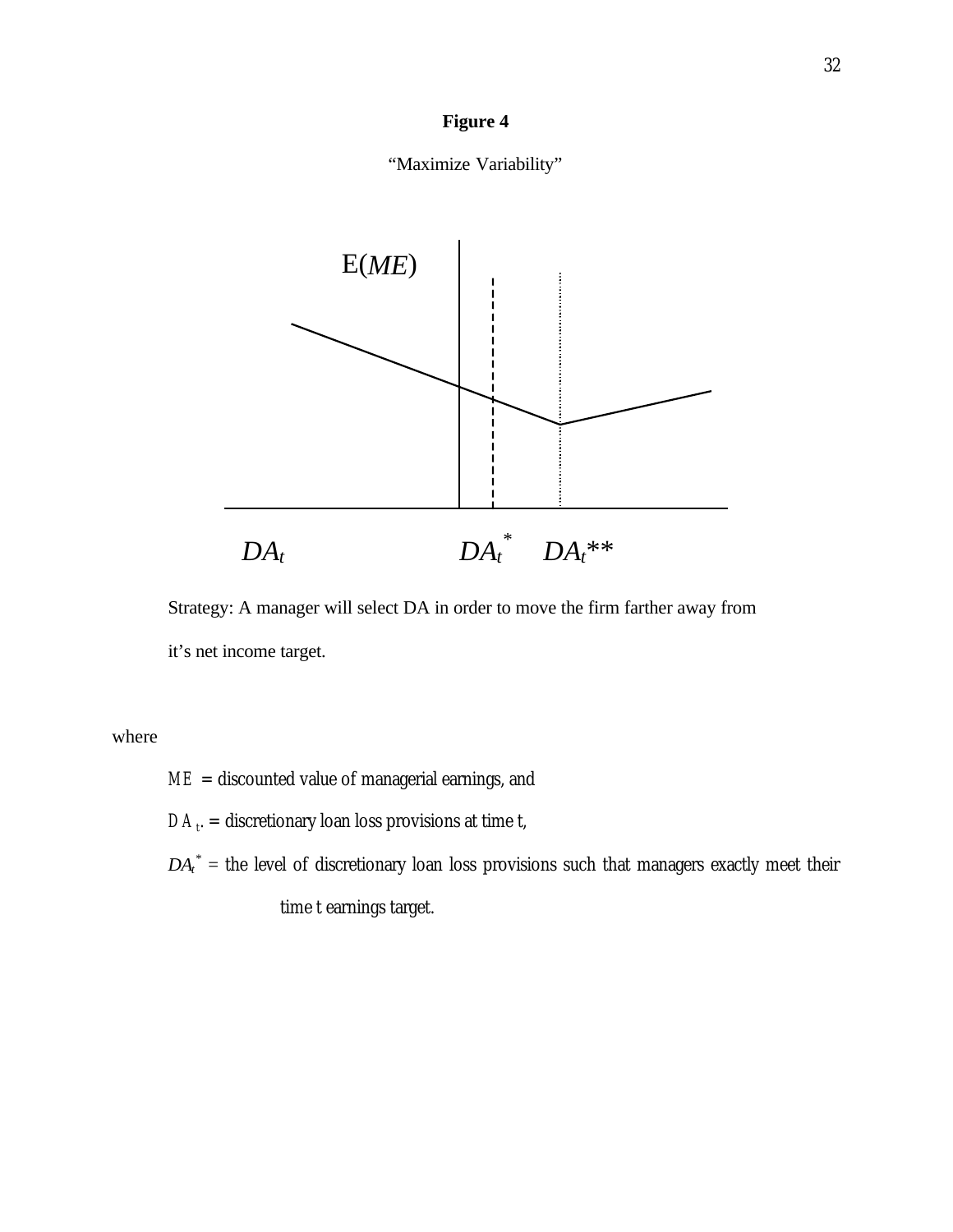**Figure 4**

"Maximize Variability"

E($ME$)

$DA_t$

$DA_t^*$

$DA_t^{**}$

Strategy: A manager will select DA in order to move the firm farther away from it's net income target.

where

$ME$ = discounted value of managerial earnings, and

$DA_t$. = discretionary loan loss provisions at time t,

$DA_t^*$ = the level of discretionary loan loss provisions such that managers exactly meet their time t earnings target.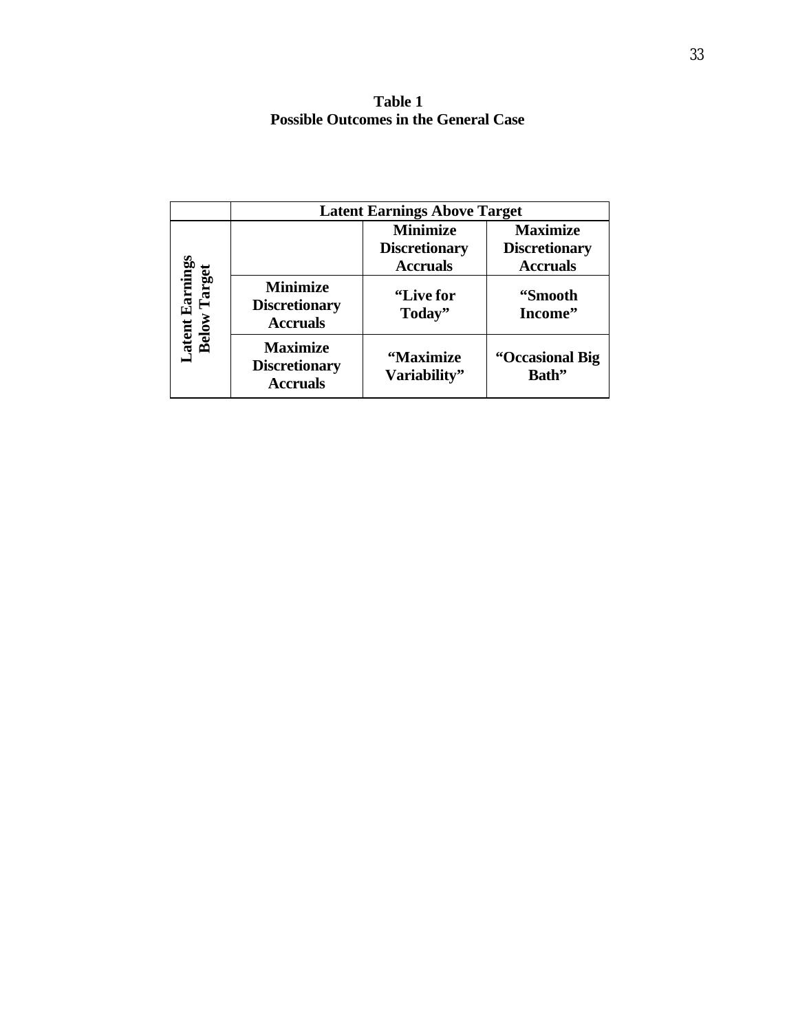**Table 1**
**Possible Outcomes in the General Case**

| | | Latent Earnings Above Target | |
|---|---|---|---|
| Latent Earnings Below Target | | Minimize Discretionary Accruals | Maximize Discretionary Accruals |
| | Minimize Discretionary Accruals | "Live for Today" | "Smooth Income" |
| | Maximize Discretionary Accruals | "Maximize Variability" | "Occasional Big Bath" |